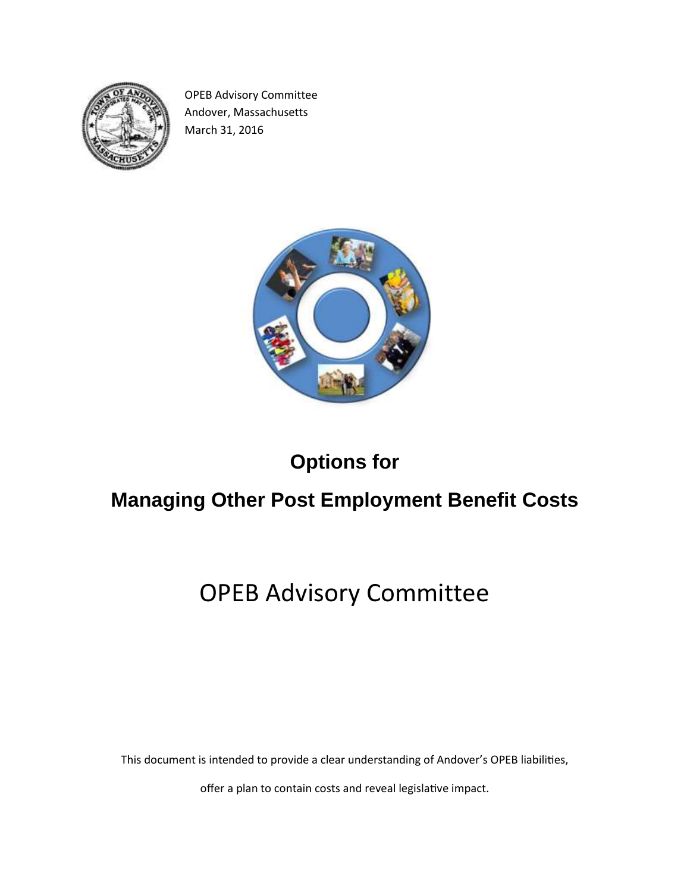OPEB Advisory Committee
Andover, Massachusetts
March 31, 2016

# Options for

# Managing Other Post Employment Benefit Costs

## OPEB Advisory Committee

This document is intended to provide a clear understanding of Andover's OPEB liabilities, offer a plan to contain costs and reveal legislative impact.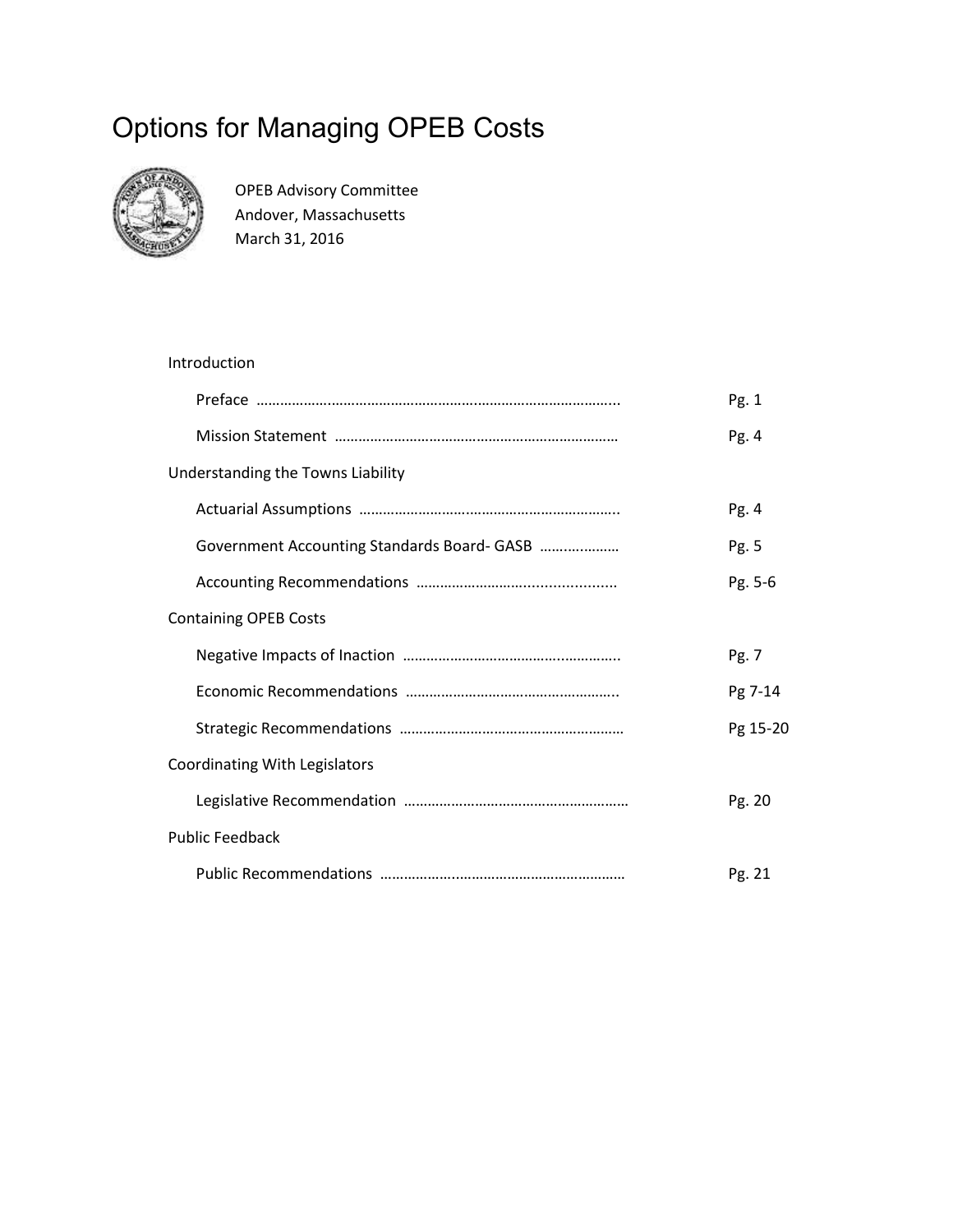# Options for Managing OPEB Costs

OPEB Advisory Committee
Andover, Massachusetts
March 31, 2016

Introduction

- Preface ........................................................................................... Pg. 1
- Mission Statement ................................................................... Pg. 4

Understanding the Towns Liability

- Actuarial Assumptions ............................................................. Pg. 4
- Government Accounting Standards Board- GASB .................... Pg. 5
- Accounting Recommendations ................................................ Pg. 5-6

Containing OPEB Costs

- Negative Impacts of Inaction ..................................................... Pg. 7
- Economic Recommendations .................................................... Pg 7-14
- Strategic Recommendations ...................................................... Pg 15-20

Coordinating With Legislators

- Legislative Recommendation ...................................................... Pg. 20

Public Feedback

- Public Recommendations ........................................................... Pg. 21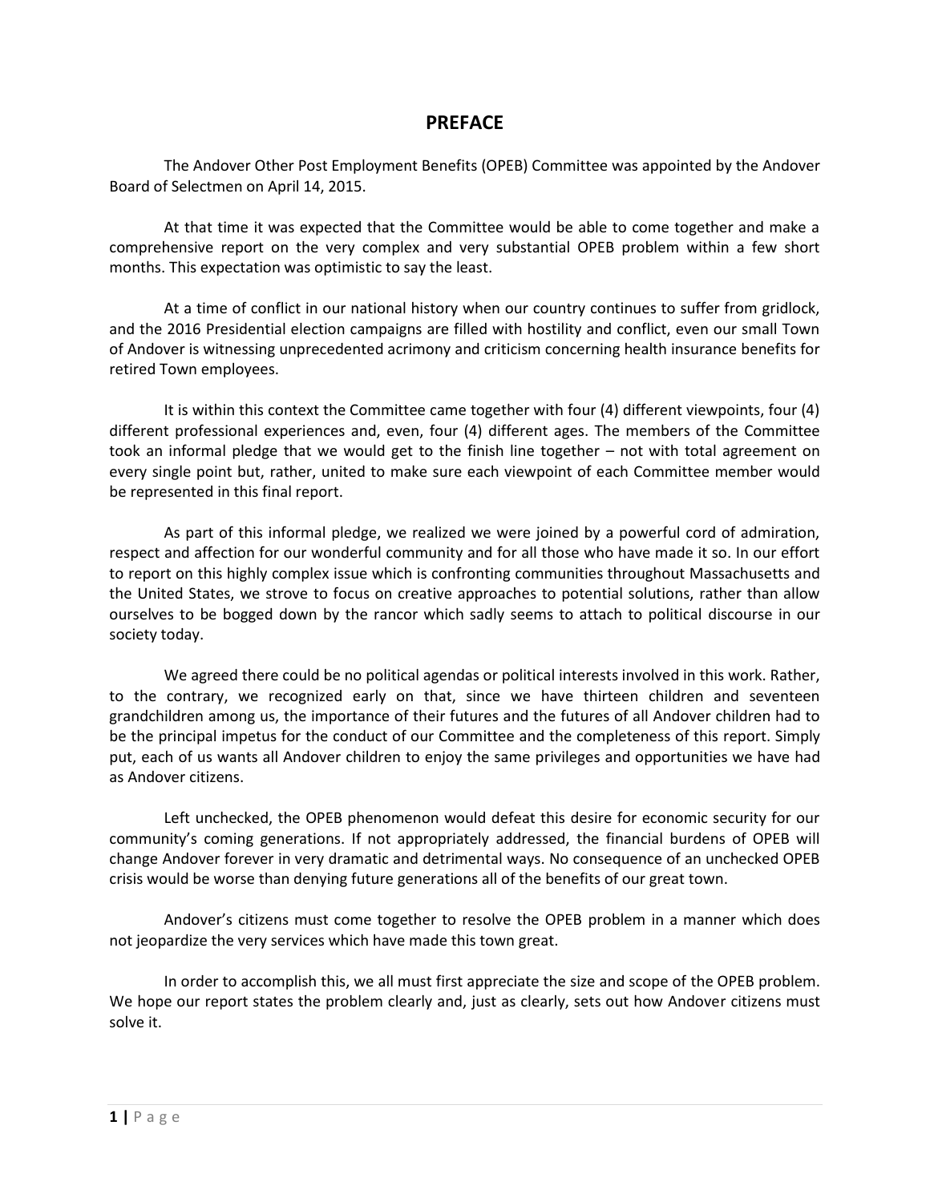# PREFACE

The Andover Other Post Employment Benefits (OPEB) Committee was appointed by the Andover Board of Selectmen on April 14, 2015.

At that time it was expected that the Committee would be able to come together and make a comprehensive report on the very complex and very substantial OPEB problem within a few short months. This expectation was optimistic to say the least.

At a time of conflict in our national history when our country continues to suffer from gridlock, and the 2016 Presidential election campaigns are filled with hostility and conflict, even our small Town of Andover is witnessing unprecedented acrimony and criticism concerning health insurance benefits for retired Town employees.

It is within this context the Committee came together with four (4) different viewpoints, four (4) different professional experiences and, even, four (4) different ages. The members of the Committee took an informal pledge that we would get to the finish line together – not with total agreement on every single point but, rather, united to make sure each viewpoint of each Committee member would be represented in this final report.

As part of this informal pledge, we realized we were joined by a powerful cord of admiration, respect and affection for our wonderful community and for all those who have made it so. In our effort to report on this highly complex issue which is confronting communities throughout Massachusetts and the United States, we strove to focus on creative approaches to potential solutions, rather than allow ourselves to be bogged down by the rancor which sadly seems to attach to political discourse in our society today.

We agreed there could be no political agendas or political interests involved in this work. Rather, to the contrary, we recognized early on that, since we have thirteen children and seventeen grandchildren among us, the importance of their futures and the futures of all Andover children had to be the principal impetus for the conduct of our Committee and the completeness of this report. Simply put, each of us wants all Andover children to enjoy the same privileges and opportunities we have had as Andover citizens.

Left unchecked, the OPEB phenomenon would defeat this desire for economic security for our community's coming generations. If not appropriately addressed, the financial burdens of OPEB will change Andover forever in very dramatic and detrimental ways. No consequence of an unchecked OPEB crisis would be worse than denying future generations all of the benefits of our great town.

Andover's citizens must come together to resolve the OPEB problem in a manner which does not jeopardize the very services which have made this town great.

In order to accomplish this, we all must first appreciate the size and scope of the OPEB problem. We hope our report states the problem clearly and, just as clearly, sets out how Andover citizens must solve it.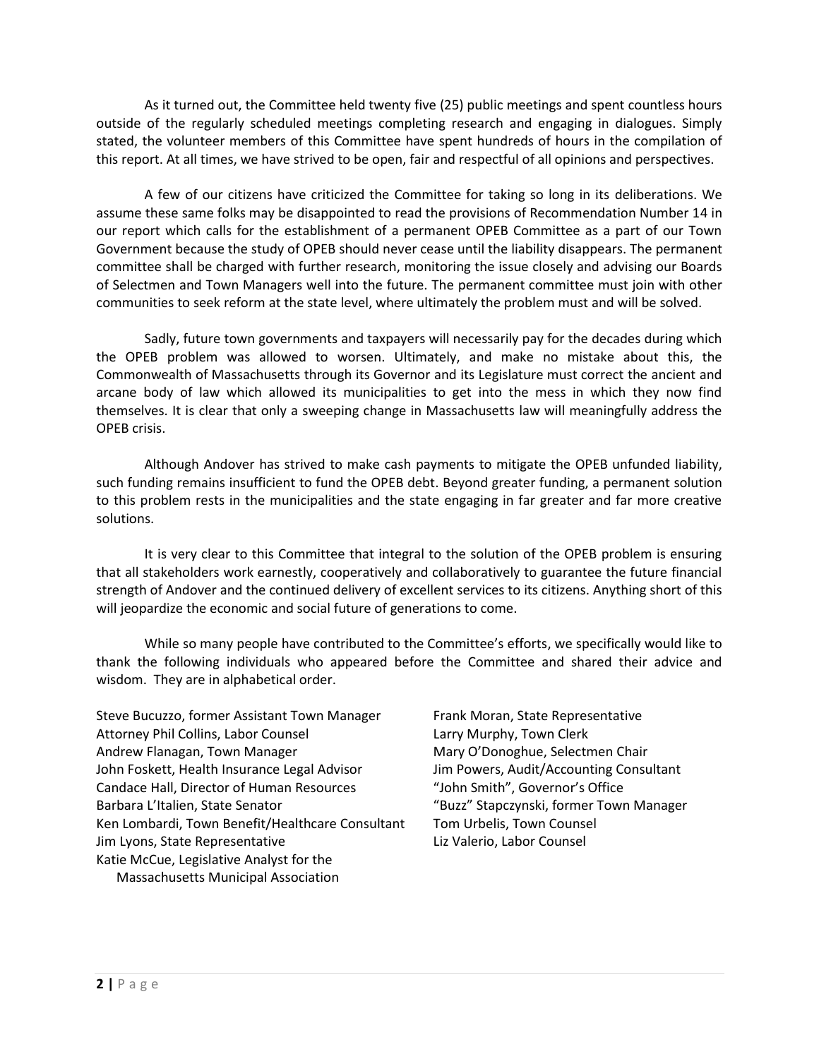As it turned out, the Committee held twenty five (25) public meetings and spent countless hours outside of the regularly scheduled meetings completing research and engaging in dialogues. Simply stated, the volunteer members of this Committee have spent hundreds of hours in the compilation of this report. At all times, we have strived to be open, fair and respectful of all opinions and perspectives.

A few of our citizens have criticized the Committee for taking so long in its deliberations. We assume these same folks may be disappointed to read the provisions of Recommendation Number 14 in our report which calls for the establishment of a permanent OPEB Committee as a part of our Town Government because the study of OPEB should never cease until the liability disappears. The permanent committee shall be charged with further research, monitoring the issue closely and advising our Boards of Selectmen and Town Managers well into the future. The permanent committee must join with other communities to seek reform at the state level, where ultimately the problem must and will be solved.

Sadly, future town governments and taxpayers will necessarily pay for the decades during which the OPEB problem was allowed to worsen. Ultimately, and make no mistake about this, the Commonwealth of Massachusetts through its Governor and its Legislature must correct the ancient and arcane body of law which allowed its municipalities to get into the mess in which they now find themselves. It is clear that only a sweeping change in Massachusetts law will meaningfully address the OPEB crisis.

Although Andover has strived to make cash payments to mitigate the OPEB unfunded liability, such funding remains insufficient to fund the OPEB debt. Beyond greater funding, a permanent solution to this problem rests in the municipalities and the state engaging in far greater and far more creative solutions.

It is very clear to this Committee that integral to the solution of the OPEB problem is ensuring that all stakeholders work earnestly, cooperatively and collaboratively to guarantee the future financial strength of Andover and the continued delivery of excellent services to its citizens. Anything short of this will jeopardize the economic and social future of generations to come.

While so many people have contributed to the Committee's efforts, we specifically would like to thank the following individuals who appeared before the Committee and shared their advice and wisdom. They are in alphabetical order.

Steve Bucuzzo, former Assistant Town Manager
Attorney Phil Collins, Labor Counsel
Andrew Flanagan, Town Manager
John Foskett, Health Insurance Legal Advisor
Candace Hall, Director of Human Resources
Barbara L'Italien, State Senator
Ken Lombardi, Town Benefit/Healthcare Consultant
Jim Lyons, State Representative
Katie McCue, Legislative Analyst for the Massachusetts Municipal Association
Frank Moran, State Representative
Larry Murphy, Town Clerk
Mary O'Donoghue, Selectmen Chair
Jim Powers, Audit/Accounting Consultant
"John Smith", Governor's Office
"Buzz" Stapczynski, former Town Manager
Tom Urbelis, Town Counsel
Liz Valerio, Labor Counsel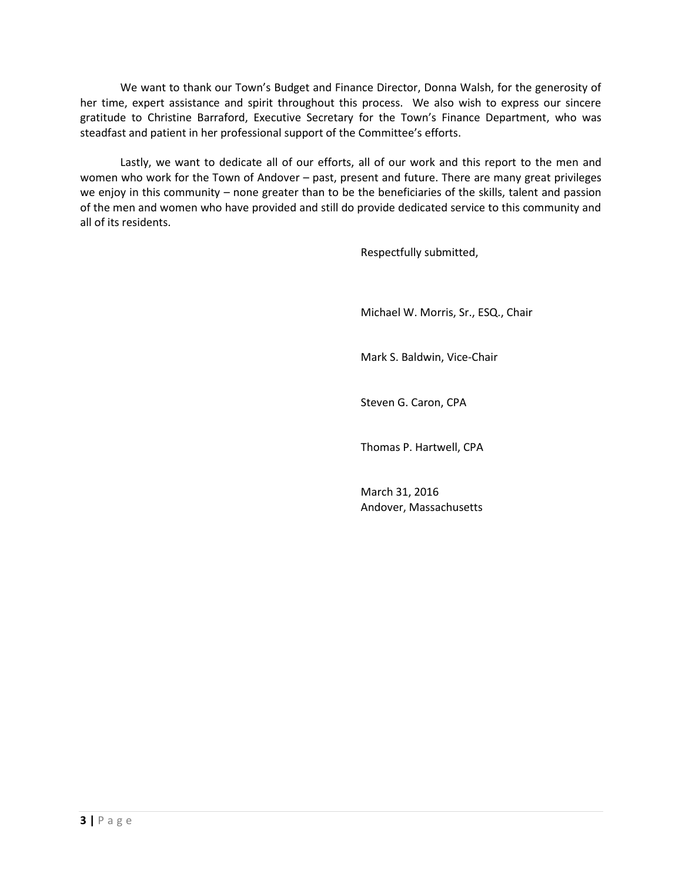We want to thank our Town's Budget and Finance Director, Donna Walsh, for the generosity of her time, expert assistance and spirit throughout this process. We also wish to express our sincere gratitude to Christine Barraford, Executive Secretary for the Town's Finance Department, who was steadfast and patient in her professional support of the Committee's efforts.

Lastly, we want to dedicate all of our efforts, all of our work and this report to the men and women who work for the Town of Andover – past, present and future. There are many great privileges we enjoy in this community – none greater than to be the beneficiaries of the skills, talent and passion of the men and women who have provided and still do provide dedicated service to this community and all of its residents.

Respectfully submitted,

Michael W. Morris, Sr., ESQ., Chair

Mark S. Baldwin, Vice-Chair

Steven G. Caron, CPA

Thomas P. Hartwell, CPA

March 31, 2016
Andover, Massachusetts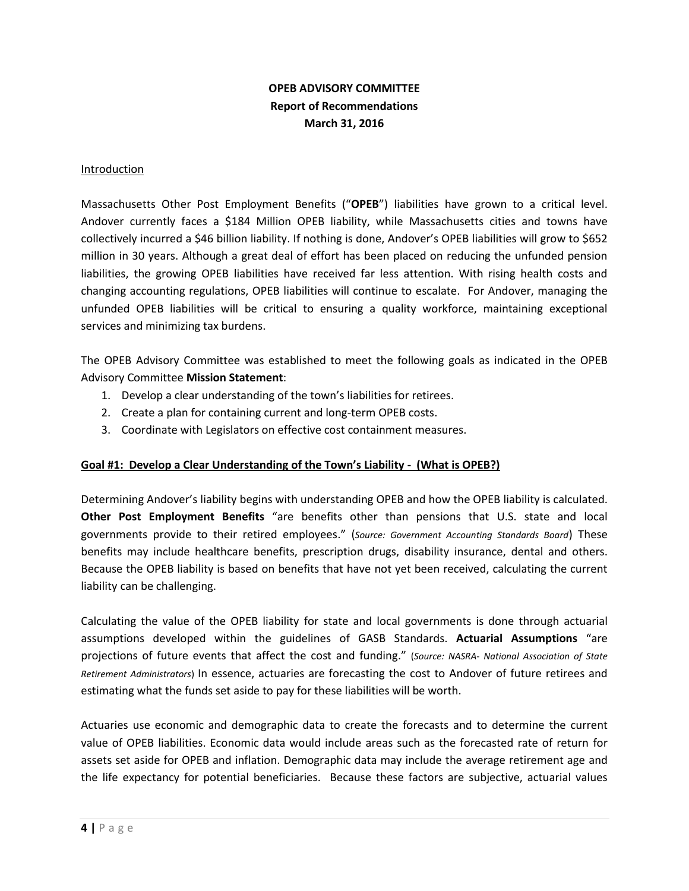**OPEB ADVISORY COMMITTEE**
**Report of Recommendations**
**March 31, 2016**

## Introduction

Massachusetts Other Post Employment Benefits ("**OPEB**") liabilities have grown to a critical level. Andover currently faces a $184 Million OPEB liability, while Massachusetts cities and towns have collectively incurred a $46 billion liability. If nothing is done, Andover's OPEB liabilities will grow to $652 million in 30 years. Although a great deal of effort has been placed on reducing the unfunded pension liabilities, the growing OPEB liabilities have received far less attention. With rising health costs and changing accounting regulations, OPEB liabilities will continue to escalate. For Andover, managing the unfunded OPEB liabilities will be critical to ensuring a quality workforce, maintaining exceptional services and minimizing tax burdens.

The OPEB Advisory Committee was established to meet the following goals as indicated in the OPEB Advisory Committee **Mission Statement**:

1. Develop a clear understanding of the town's liabilities for retirees.
2. Create a plan for containing current and long-term OPEB costs.
3. Coordinate with Legislators on effective cost containment measures.

## Goal #1: Develop a Clear Understanding of the Town's Liability - (What is OPEB?)

Determining Andover's liability begins with understanding OPEB and how the OPEB liability is calculated. **Other Post Employment Benefits** "are benefits other than pensions that U.S. state and local governments provide to their retired employees." (*Source: Government Accounting Standards Board*) These benefits may include healthcare benefits, prescription drugs, disability insurance, dental and others. Because the OPEB liability is based on benefits that have not yet been received, calculating the current liability can be challenging.

Calculating the value of the OPEB liability for state and local governments is done through actuarial assumptions developed within the guidelines of GASB Standards. **Actuarial Assumptions** "are projections of future events that affect the cost and funding." (*Source: NASRA- National Association of State Retirement Administrators*) In essence, actuaries are forecasting the cost to Andover of future retirees and estimating what the funds set aside to pay for these liabilities will be worth.

Actuaries use economic and demographic data to create the forecasts and to determine the current value of OPEB liabilities. Economic data would include areas such as the forecasted rate of return for assets set aside for OPEB and inflation. Demographic data may include the average retirement age and the life expectancy for potential beneficiaries. Because these factors are subjective, actuarial values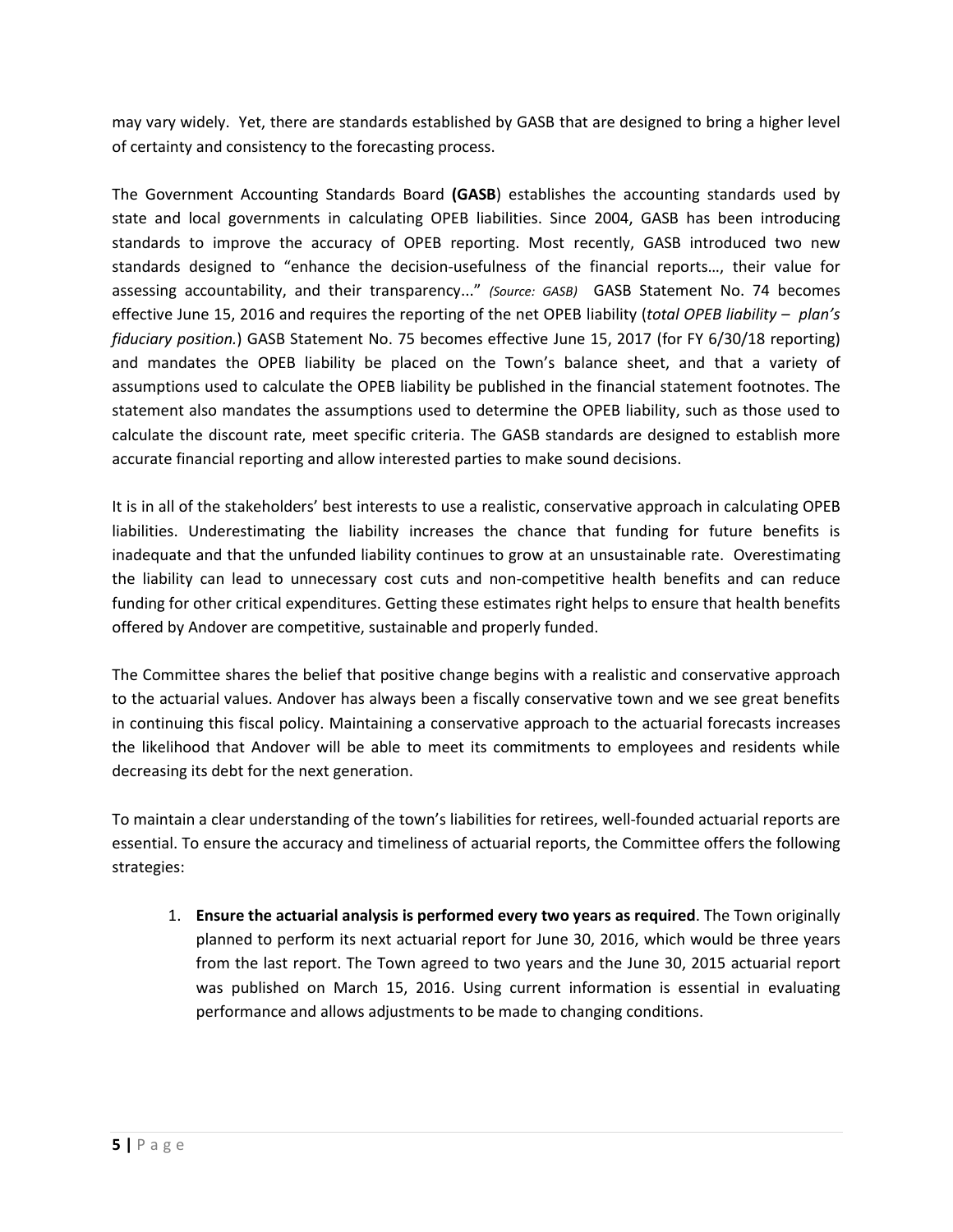may vary widely. Yet, there are standards established by GASB that are designed to bring a higher level of certainty and consistency to the forecasting process.

The Government Accounting Standards Board **(GASB**) establishes the accounting standards used by state and local governments in calculating OPEB liabilities. Since 2004, GASB has been introducing standards to improve the accuracy of OPEB reporting. Most recently, GASB introduced two new standards designed to "enhance the decision-usefulness of the financial reports…, their value for assessing accountability, and their transparency..." *(Source: GASB)* GASB Statement No. 74 becomes effective June 15, 2016 and requires the reporting of the net OPEB liability (*total OPEB liability – plan's fiduciary position.*) GASB Statement No. 75 becomes effective June 15, 2017 (for FY 6/30/18 reporting) and mandates the OPEB liability be placed on the Town's balance sheet, and that a variety of assumptions used to calculate the OPEB liability be published in the financial statement footnotes. The statement also mandates the assumptions used to determine the OPEB liability, such as those used to calculate the discount rate, meet specific criteria. The GASB standards are designed to establish more accurate financial reporting and allow interested parties to make sound decisions.

It is in all of the stakeholders' best interests to use a realistic, conservative approach in calculating OPEB liabilities. Underestimating the liability increases the chance that funding for future benefits is inadequate and that the unfunded liability continues to grow at an unsustainable rate. Overestimating the liability can lead to unnecessary cost cuts and non-competitive health benefits and can reduce funding for other critical expenditures. Getting these estimates right helps to ensure that health benefits offered by Andover are competitive, sustainable and properly funded.

The Committee shares the belief that positive change begins with a realistic and conservative approach to the actuarial values. Andover has always been a fiscally conservative town and we see great benefits in continuing this fiscal policy. Maintaining a conservative approach to the actuarial forecasts increases the likelihood that Andover will be able to meet its commitments to employees and residents while decreasing its debt for the next generation.

To maintain a clear understanding of the town's liabilities for retirees, well-founded actuarial reports are essential. To ensure the accuracy and timeliness of actuarial reports, the Committee offers the following strategies:

1. **Ensure the actuarial analysis is performed every two years as required**. The Town originally planned to perform its next actuarial report for June 30, 2016, which would be three years from the last report. The Town agreed to two years and the June 30, 2015 actuarial report was published on March 15, 2016. Using current information is essential in evaluating performance and allows adjustments to be made to changing conditions.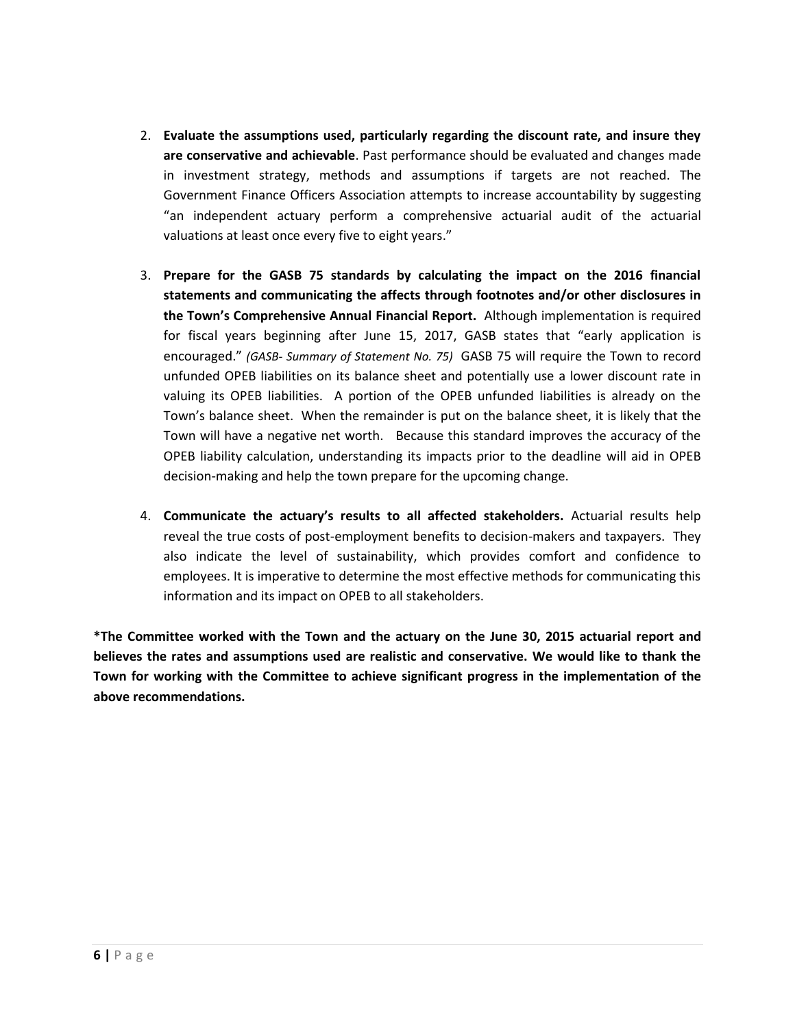2. **Evaluate the assumptions used, particularly regarding the discount rate, and insure they are conservative and achievable**. Past performance should be evaluated and changes made in investment strategy, methods and assumptions if targets are not reached. The Government Finance Officers Association attempts to increase accountability by suggesting "an independent actuary perform a comprehensive actuarial audit of the actuarial valuations at least once every five to eight years."

3. **Prepare for the GASB 75 standards by calculating the impact on the 2016 financial statements and communicating the affects through footnotes and/or other disclosures in the Town's Comprehensive Annual Financial Report.** Although implementation is required for fiscal years beginning after June 15, 2017, GASB states that "early application is encouraged." *(GASB- Summary of Statement No. 75)* GASB 75 will require the Town to record unfunded OPEB liabilities on its balance sheet and potentially use a lower discount rate in valuing its OPEB liabilities. A portion of the OPEB unfunded liabilities is already on the Town's balance sheet. When the remainder is put on the balance sheet, it is likely that the Town will have a negative net worth. Because this standard improves the accuracy of the OPEB liability calculation, understanding its impacts prior to the deadline will aid in OPEB decision-making and help the town prepare for the upcoming change.

4. **Communicate the actuary's results to all affected stakeholders.** Actuarial results help reveal the true costs of post-employment benefits to decision-makers and taxpayers. They also indicate the level of sustainability, which provides comfort and confidence to employees. It is imperative to determine the most effective methods for communicating this information and its impact on OPEB to all stakeholders.

**\*The Committee worked with the Town and the actuary on the June 30, 2015 actuarial report and believes the rates and assumptions used are realistic and conservative. We would like to thank the Town for working with the Committee to achieve significant progress in the implementation of the above recommendations.**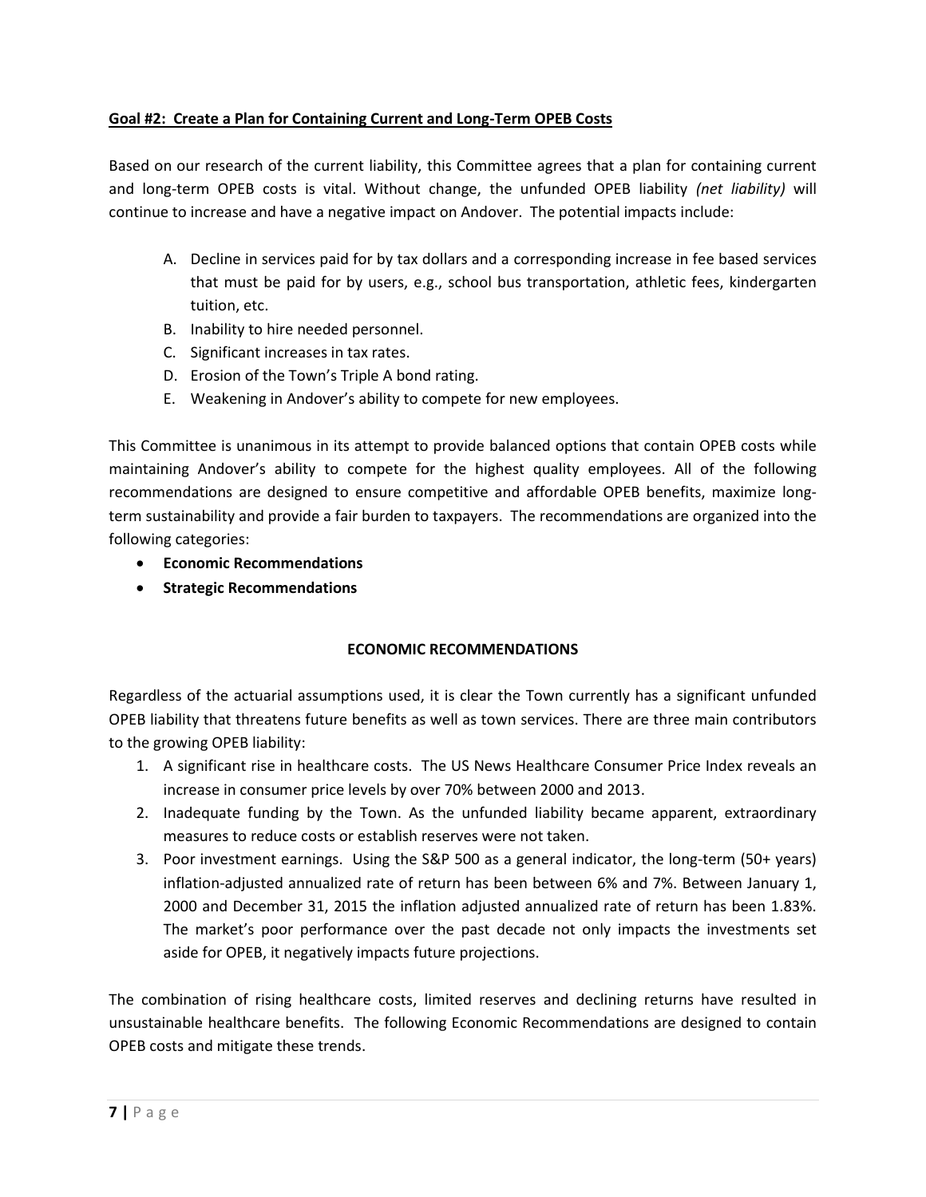**Goal #2: Create a Plan for Containing Current and Long-Term OPEB Costs**

Based on our research of the current liability, this Committee agrees that a plan for containing current and long-term OPEB costs is vital. Without change, the unfunded OPEB liability *(net liability)* will continue to increase and have a negative impact on Andover. The potential impacts include:

A. Decline in services paid for by tax dollars and a corresponding increase in fee based services that must be paid for by users, e.g., school bus transportation, athletic fees, kindergarten tuition, etc.
B. Inability to hire needed personnel.
C. Significant increases in tax rates.
D. Erosion of the Town's Triple A bond rating.
E. Weakening in Andover's ability to compete for new employees.

This Committee is unanimous in its attempt to provide balanced options that contain OPEB costs while maintaining Andover's ability to compete for the highest quality employees. All of the following recommendations are designed to ensure competitive and affordable OPEB benefits, maximize long-term sustainability and provide a fair burden to taxpayers. The recommendations are organized into the following categories:

- **Economic Recommendations**
- **Strategic Recommendations**

## ECONOMIC RECOMMENDATIONS

Regardless of the actuarial assumptions used, it is clear the Town currently has a significant unfunded OPEB liability that threatens future benefits as well as town services. There are three main contributors to the growing OPEB liability:

1. A significant rise in healthcare costs. The US News Healthcare Consumer Price Index reveals an increase in consumer price levels by over 70% between 2000 and 2013.
2. Inadequate funding by the Town. As the unfunded liability became apparent, extraordinary measures to reduce costs or establish reserves were not taken.
3. Poor investment earnings. Using the S&P 500 as a general indicator, the long-term (50+ years) inflation-adjusted annualized rate of return has been between 6% and 7%. Between January 1, 2000 and December 31, 2015 the inflation adjusted annualized rate of return has been 1.83%. The market's poor performance over the past decade not only impacts the investments set aside for OPEB, it negatively impacts future projections.

The combination of rising healthcare costs, limited reserves and declining returns have resulted in unsustainable healthcare benefits. The following Economic Recommendations are designed to contain OPEB costs and mitigate these trends.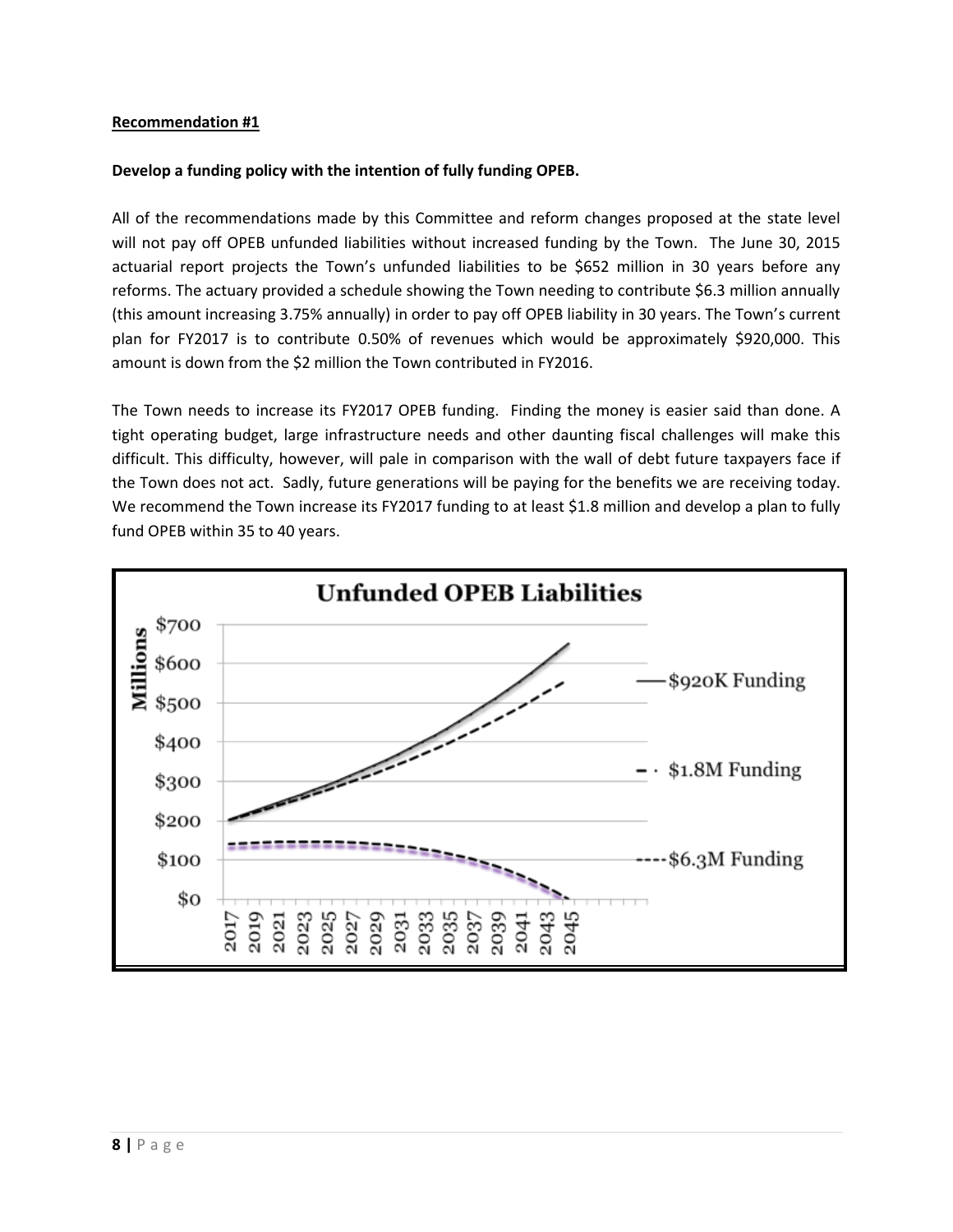**Recommendation #1**

**Develop a funding policy with the intention of fully funding OPEB.**

All of the recommendations made by this Committee and reform changes proposed at the state level will not pay off OPEB unfunded liabilities without increased funding by the Town. The June 30, 2015 actuarial report projects the Town's unfunded liabilities to be $652 million in 30 years before any reforms. The actuary provided a schedule showing the Town needing to contribute $6.3 million annually (this amount increasing 3.75% annually) in order to pay off OPEB liability in 30 years. The Town's current plan for FY2017 is to contribute 0.50% of revenues which would be approximately $920,000. This amount is down from the $2 million the Town contributed in FY2016.

The Town needs to increase its FY2017 OPEB funding. Finding the money is easier said than done. A tight operating budget, large infrastructure needs and other daunting fiscal challenges will make this difficult. This difficulty, however, will pale in comparison with the wall of debt future taxpayers face if the Town does not act. Sadly, future generations will be paying for the benefits we are receiving today. We recommend the Town increase its FY2017 funding to at least $1.8 million and develop a plan to fully fund OPEB within 35 to 40 years.

**Unfunded OPEB Liabilities**

(Chart: Millions, $0–$700, years 2017–2045; series: $920K Funding, $1.8M Funding, $6.3M Funding)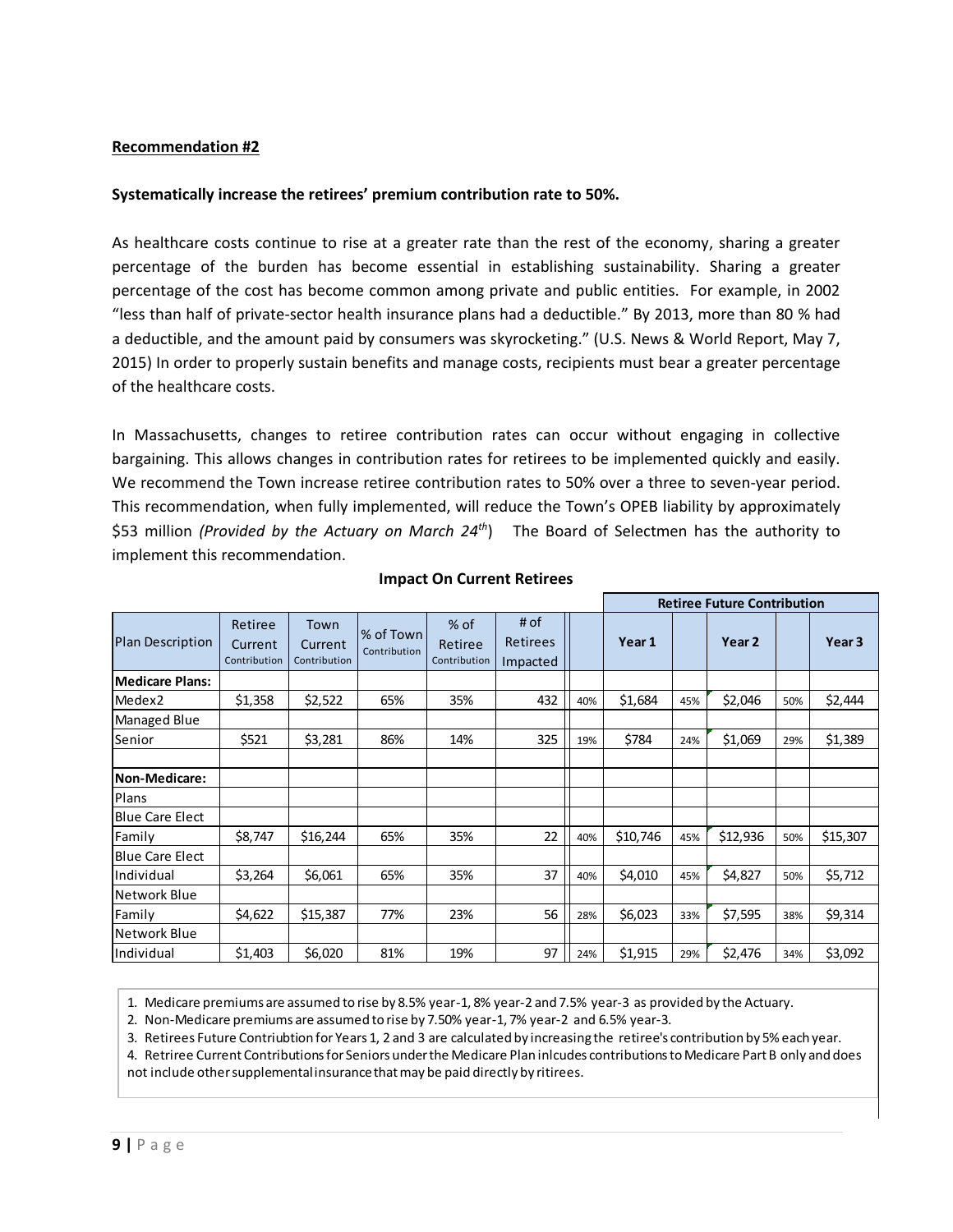**Recommendation #2**

**Systematically increase the retirees' premium contribution rate to 50%.**

As healthcare costs continue to rise at a greater rate than the rest of the economy, sharing a greater percentage of the burden has become essential in establishing sustainability. Sharing a greater percentage of the cost has become common among private and public entities. For example, in 2002 "less than half of private-sector health insurance plans had a deductible." By 2013, more than 80 % had a deductible, and the amount paid by consumers was skyrocketing." (U.S. News & World Report, May 7, 2015) In order to properly sustain benefits and manage costs, recipients must bear a greater percentage of the healthcare costs.

In Massachusetts, changes to retiree contribution rates can occur without engaging in collective bargaining. This allows changes in contribution rates for retirees to be implemented quickly and easily. We recommend the Town increase retiree contribution rates to 50% over a three to seven-year period. This recommendation, when fully implemented, will reduce the Town's OPEB liability by approximately $53 million *(Provided by the Actuary on March 24th)* The Board of Selectmen has the authority to implement this recommendation.

**Impact On Current Retirees**

| Plan Description | Retiree Current Contribution | Town Current Contribution | % of Town Contribution | % of Retiree Contribution | # of Retirees Impacted | Retiree Future Contribution | | | | | |
|---|---|---|---|---|---|---|---|---|---|---|---|
| | | | | | | | Year 1 | | Year 2 | | Year 3 |
| **Medicare Plans:** | | | | | | | | | | | |
| Medex2 | $1,358 | $2,522 | 65% | 35% | 432 | 40% | $1,684 | 45% | $2,046 | 50% | $2,444 |
| Managed Blue | | | | | | | | | | | |
| Senior | $521 | $3,281 | 86% | 14% | 325 | 19% | $784 | 24% | $1,069 | 29% | $1,389 |
| | | | | | | | | | | | |
| **Non-Medicare:** | | | | | | | | | | | |
| Plans | | | | | | | | | | | |
| Blue Care Elect | | | | | | | | | | | |
| Family | $8,747 | $16,244 | 65% | 35% | 22 | 40% | $10,746 | 45% | $12,936 | 50% | $15,307 |
| Blue Care Elect | | | | | | | | | | | |
| Individual | $3,264 | $6,061 | 65% | 35% | 37 | 40% | $4,010 | 45% | $4,827 | 50% | $5,712 |
| Network Blue | | | | | | | | | | | |
| Family | $4,622 | $15,387 | 77% | 23% | 56 | 28% | $6,023 | 33% | $7,595 | 38% | $9,314 |
| Network Blue | | | | | | | | | | | |
| Individual | $1,403 | $6,020 | 81% | 19% | 97 | 24% | $1,915 | 29% | $2,476 | 34% | $3,092 |

1. Medicare premiums are assumed to rise by 8.5% year-1, 8% year-2 and 7.5% year-3 as provided by the Actuary.
2. Non-Medicare premiums are assumed to rise by 7.50% year-1, 7% year-2 and 6.5% year-3.
3. Retirees Future Contriubtion for Years 1, 2 and 3 are calculated by increasing the retiree's contribution by 5% each year.
4. Retriree Current Contributions for Seniors under the Medicare Plan inlcudes contributions to Medicare Part B only and does not include other supplemental insurance that may be paid directly by ritirees.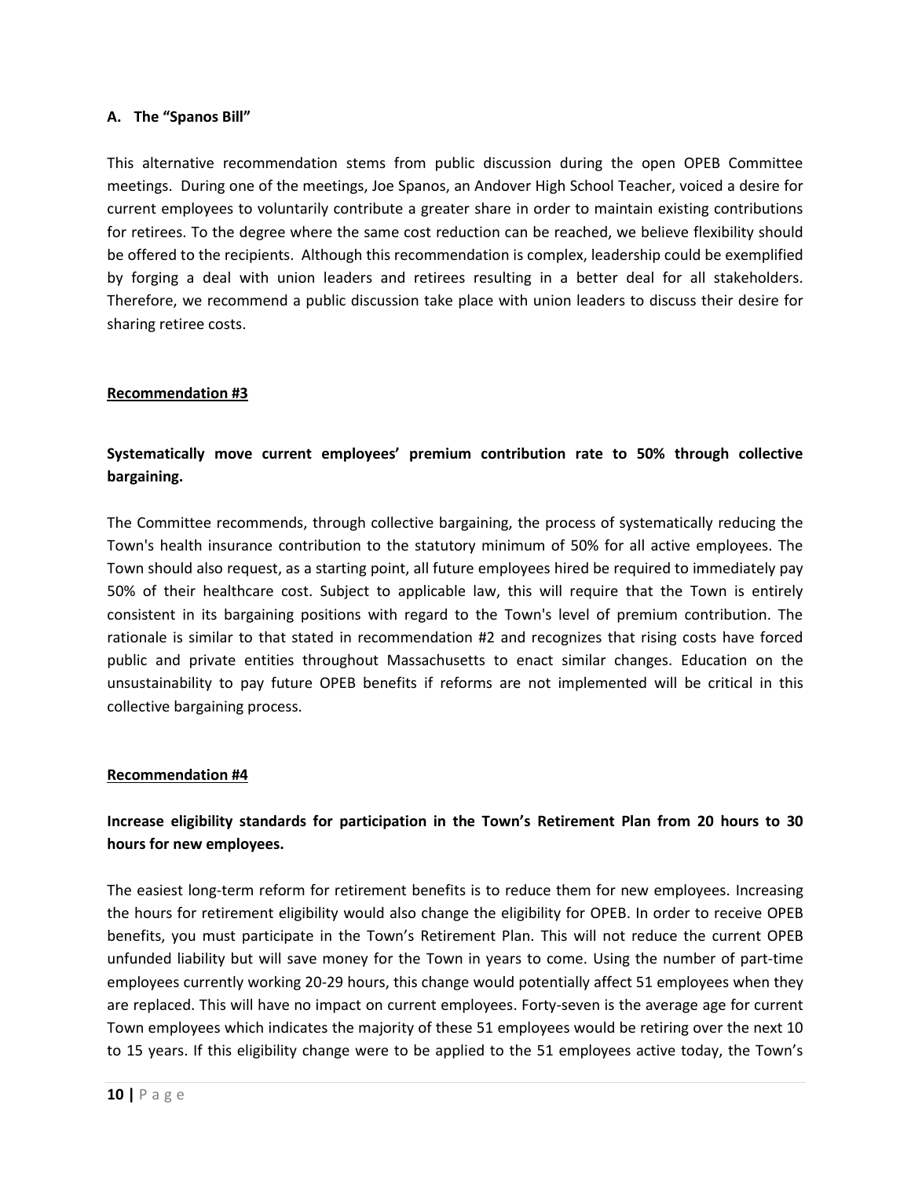### A. The "Spanos Bill"

This alternative recommendation stems from public discussion during the open OPEB Committee meetings. During one of the meetings, Joe Spanos, an Andover High School Teacher, voiced a desire for current employees to voluntarily contribute a greater share in order to maintain existing contributions for retirees. To the degree where the same cost reduction can be reached, we believe flexibility should be offered to the recipients. Although this recommendation is complex, leadership could be exemplified by forging a deal with union leaders and retirees resulting in a better deal for all stakeholders. Therefore, we recommend a public discussion take place with union leaders to discuss their desire for sharing retiree costs.

## Recommendation #3

**Systematically move current employees' premium contribution rate to 50% through collective bargaining.**

The Committee recommends, through collective bargaining, the process of systematically reducing the Town's health insurance contribution to the statutory minimum of 50% for all active employees. The Town should also request, as a starting point, all future employees hired be required to immediately pay 50% of their healthcare cost. Subject to applicable law, this will require that the Town is entirely consistent in its bargaining positions with regard to the Town's level of premium contribution. The rationale is similar to that stated in recommendation #2 and recognizes that rising costs have forced public and private entities throughout Massachusetts to enact similar changes. Education on the unsustainability to pay future OPEB benefits if reforms are not implemented will be critical in this collective bargaining process.

## Recommendation #4

**Increase eligibility standards for participation in the Town's Retirement Plan from 20 hours to 30 hours for new employees.**

The easiest long-term reform for retirement benefits is to reduce them for new employees. Increasing the hours for retirement eligibility would also change the eligibility for OPEB. In order to receive OPEB benefits, you must participate in the Town's Retirement Plan. This will not reduce the current OPEB unfunded liability but will save money for the Town in years to come. Using the number of part-time employees currently working 20-29 hours, this change would potentially affect 51 employees when they are replaced. This will have no impact on current employees. Forty-seven is the average age for current Town employees which indicates the majority of these 51 employees would be retiring over the next 10 to 15 years. If this eligibility change were to be applied to the 51 employees active today, the Town's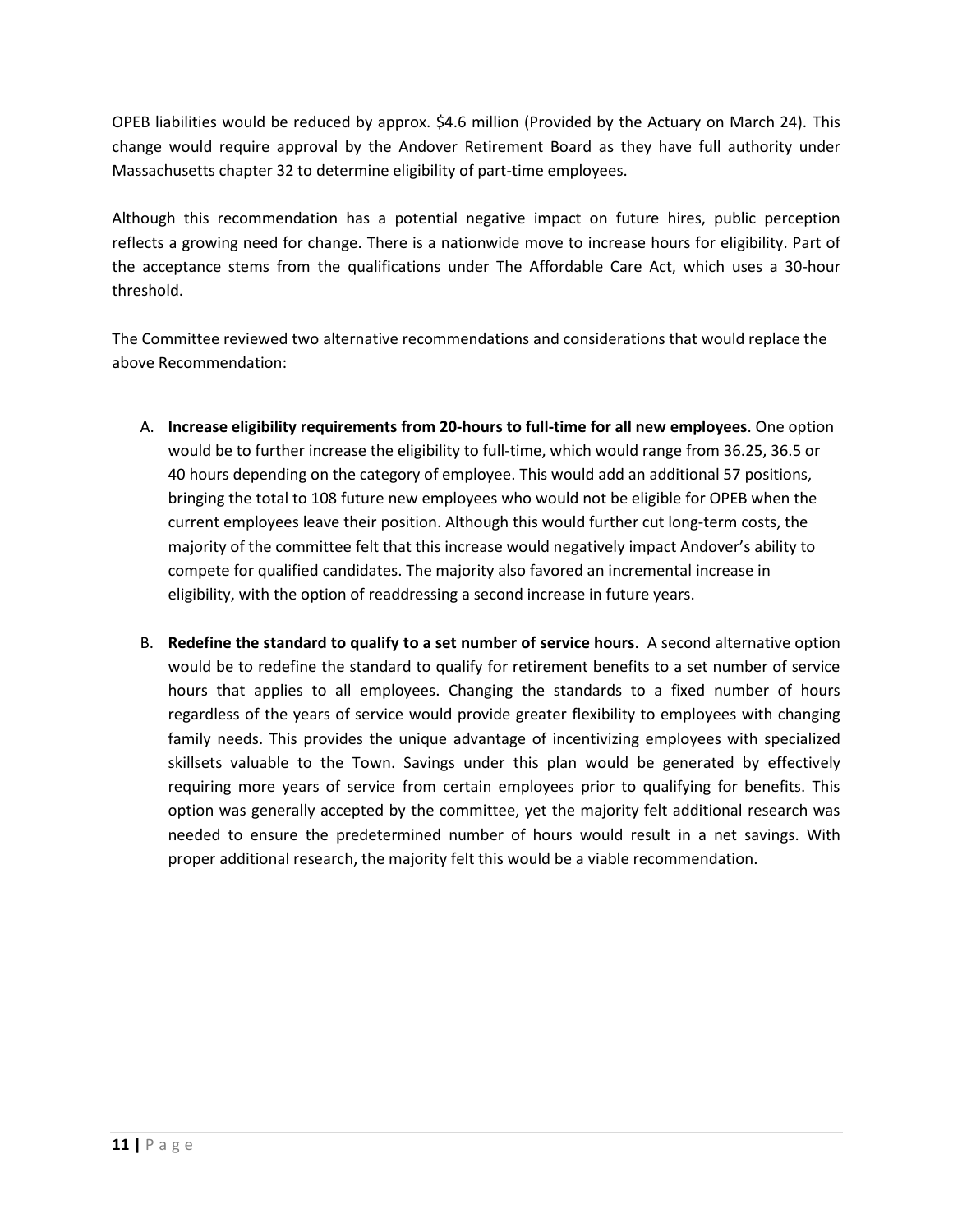OPEB liabilities would be reduced by approx. $4.6 million (Provided by the Actuary on March 24). This change would require approval by the Andover Retirement Board as they have full authority under Massachusetts chapter 32 to determine eligibility of part-time employees.

Although this recommendation has a potential negative impact on future hires, public perception reflects a growing need for change. There is a nationwide move to increase hours for eligibility. Part of the acceptance stems from the qualifications under The Affordable Care Act, which uses a 30-hour threshold.

The Committee reviewed two alternative recommendations and considerations that would replace the above Recommendation:

A. **Increase eligibility requirements from 20-hours to full-time for all new employees**. One option would be to further increase the eligibility to full-time, which would range from 36.25, 36.5 or 40 hours depending on the category of employee. This would add an additional 57 positions, bringing the total to 108 future new employees who would not be eligible for OPEB when the current employees leave their position. Although this would further cut long-term costs, the majority of the committee felt that this increase would negatively impact Andover's ability to compete for qualified candidates. The majority also favored an incremental increase in eligibility, with the option of readdressing a second increase in future years.

B. **Redefine the standard to qualify to a set number of service hours**. A second alternative option would be to redefine the standard to qualify for retirement benefits to a set number of service hours that applies to all employees. Changing the standards to a fixed number of hours regardless of the years of service would provide greater flexibility to employees with changing family needs. This provides the unique advantage of incentivizing employees with specialized skillsets valuable to the Town. Savings under this plan would be generated by effectively requiring more years of service from certain employees prior to qualifying for benefits. This option was generally accepted by the committee, yet the majority felt additional research was needed to ensure the predetermined number of hours would result in a net savings. With proper additional research, the majority felt this would be a viable recommendation.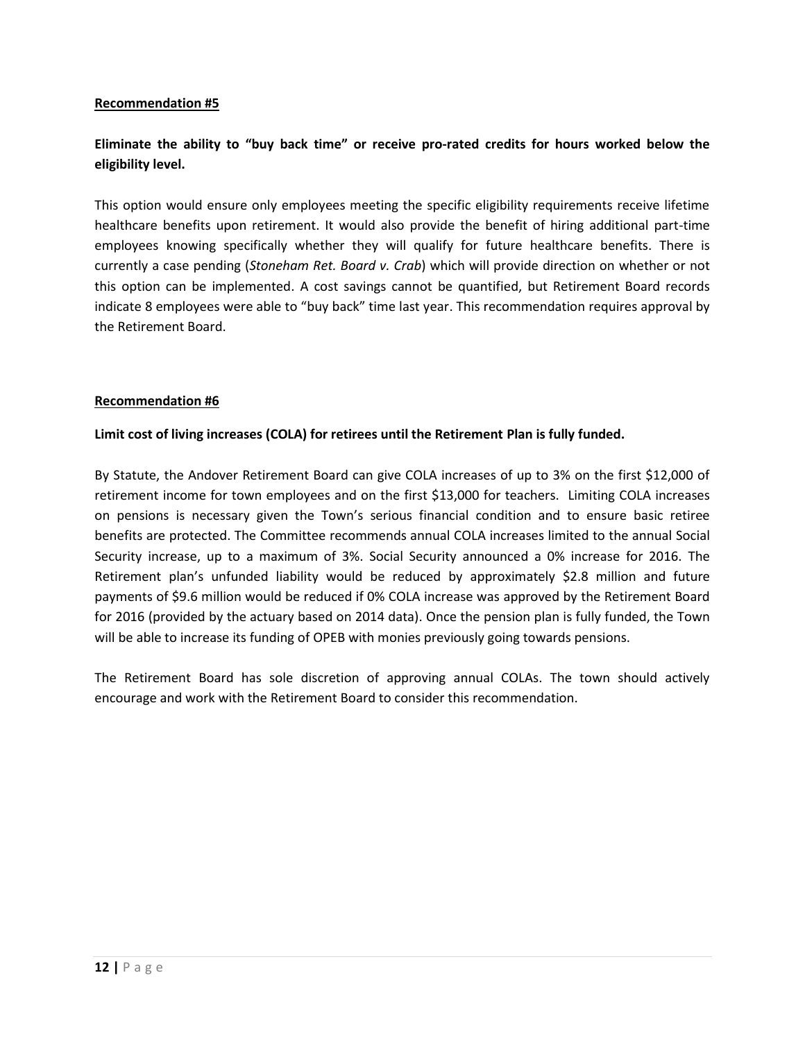**Recommendation #5**

**Eliminate the ability to "buy back time" or receive pro-rated credits for hours worked below the eligibility level.**

This option would ensure only employees meeting the specific eligibility requirements receive lifetime healthcare benefits upon retirement. It would also provide the benefit of hiring additional part-time employees knowing specifically whether they will qualify for future healthcare benefits. There is currently a case pending (*Stoneham Ret. Board v. Crab*) which will provide direction on whether or not this option can be implemented. A cost savings cannot be quantified, but Retirement Board records indicate 8 employees were able to "buy back" time last year. This recommendation requires approval by the Retirement Board.

**Recommendation #6**

**Limit cost of living increases (COLA) for retirees until the Retirement Plan is fully funded.**

By Statute, the Andover Retirement Board can give COLA increases of up to 3% on the first $12,000 of retirement income for town employees and on the first $13,000 for teachers. Limiting COLA increases on pensions is necessary given the Town's serious financial condition and to ensure basic retiree benefits are protected. The Committee recommends annual COLA increases limited to the annual Social Security increase, up to a maximum of 3%. Social Security announced a 0% increase for 2016. The Retirement plan's unfunded liability would be reduced by approximately $2.8 million and future payments of $9.6 million would be reduced if 0% COLA increase was approved by the Retirement Board for 2016 (provided by the actuary based on 2014 data). Once the pension plan is fully funded, the Town will be able to increase its funding of OPEB with monies previously going towards pensions.

The Retirement Board has sole discretion of approving annual COLAs. The town should actively encourage and work with the Retirement Board to consider this recommendation.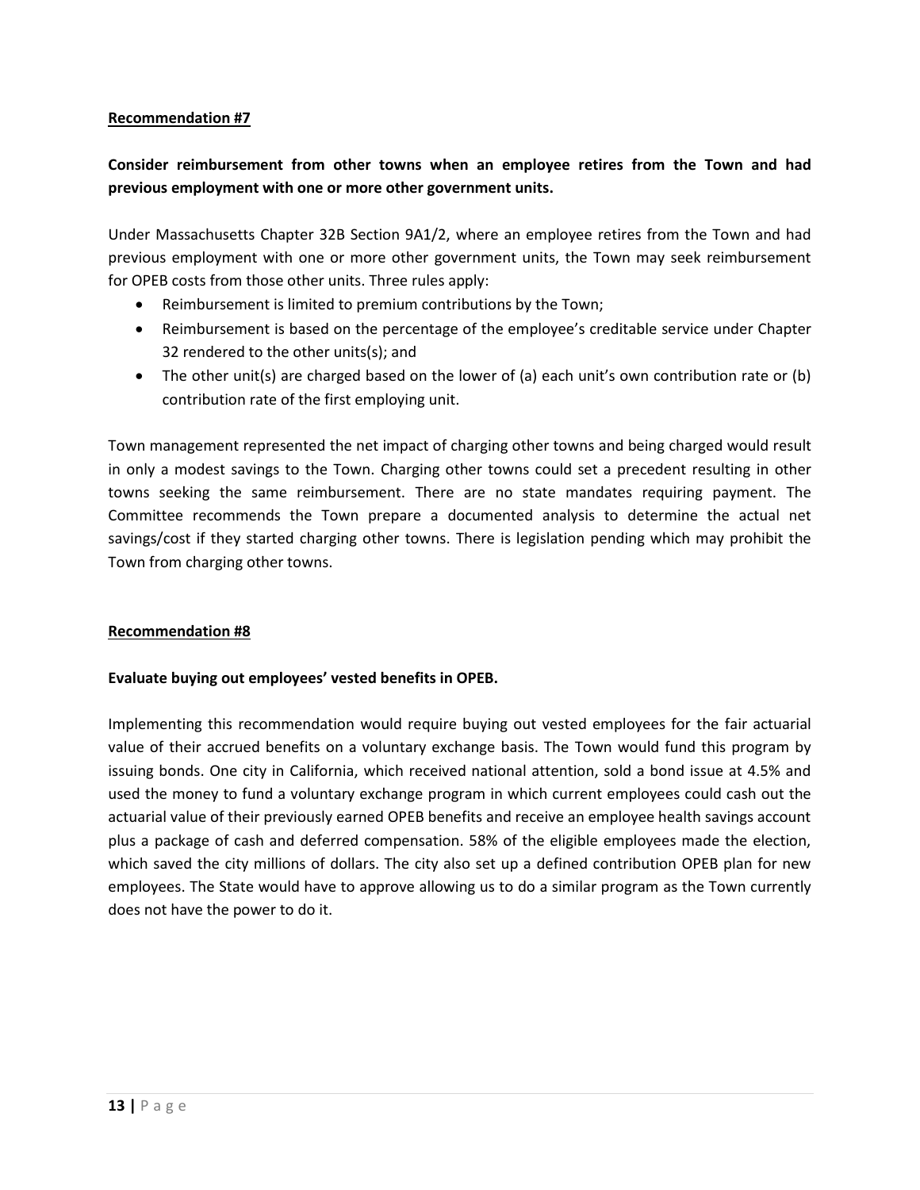**Recommendation #7**

**Consider reimbursement from other towns when an employee retires from the Town and had previous employment with one or more other government units.**

Under Massachusetts Chapter 32B Section 9A1/2, where an employee retires from the Town and had previous employment with one or more other government units, the Town may seek reimbursement for OPEB costs from those other units. Three rules apply:

- Reimbursement is limited to premium contributions by the Town;
- Reimbursement is based on the percentage of the employee's creditable service under Chapter 32 rendered to the other units(s); and
- The other unit(s) are charged based on the lower of (a) each unit's own contribution rate or (b) contribution rate of the first employing unit.

Town management represented the net impact of charging other towns and being charged would result in only a modest savings to the Town. Charging other towns could set a precedent resulting in other towns seeking the same reimbursement. There are no state mandates requiring payment. The Committee recommends the Town prepare a documented analysis to determine the actual net savings/cost if they started charging other towns. There is legislation pending which may prohibit the Town from charging other towns.

**Recommendation #8**

**Evaluate buying out employees' vested benefits in OPEB.**

Implementing this recommendation would require buying out vested employees for the fair actuarial value of their accrued benefits on a voluntary exchange basis. The Town would fund this program by issuing bonds. One city in California, which received national attention, sold a bond issue at 4.5% and used the money to fund a voluntary exchange program in which current employees could cash out the actuarial value of their previously earned OPEB benefits and receive an employee health savings account plus a package of cash and deferred compensation. 58% of the eligible employees made the election, which saved the city millions of dollars. The city also set up a defined contribution OPEB plan for new employees. The State would have to approve allowing us to do a similar program as the Town currently does not have the power to do it.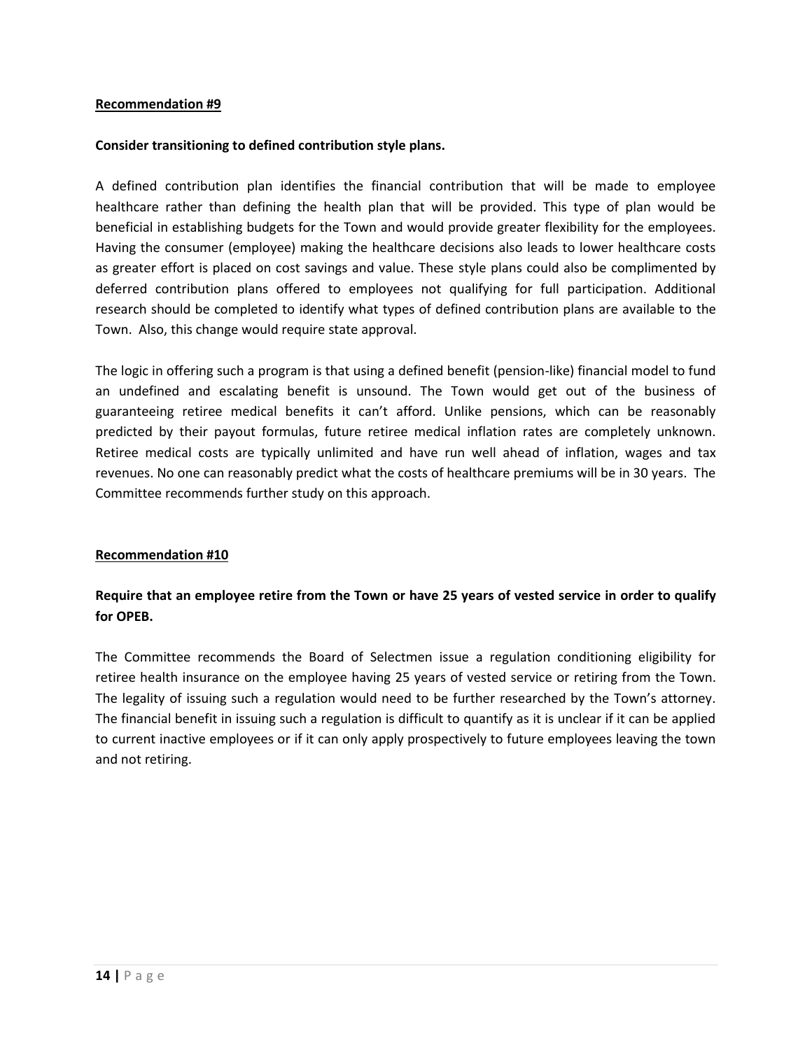**Recommendation #9**

**Consider transitioning to defined contribution style plans.**

A defined contribution plan identifies the financial contribution that will be made to employee healthcare rather than defining the health plan that will be provided. This type of plan would be beneficial in establishing budgets for the Town and would provide greater flexibility for the employees. Having the consumer (employee) making the healthcare decisions also leads to lower healthcare costs as greater effort is placed on cost savings and value. These style plans could also be complimented by deferred contribution plans offered to employees not qualifying for full participation. Additional research should be completed to identify what types of defined contribution plans are available to the Town. Also, this change would require state approval.

The logic in offering such a program is that using a defined benefit (pension-like) financial model to fund an undefined and escalating benefit is unsound. The Town would get out of the business of guaranteeing retiree medical benefits it can't afford. Unlike pensions, which can be reasonably predicted by their payout formulas, future retiree medical inflation rates are completely unknown. Retiree medical costs are typically unlimited and have run well ahead of inflation, wages and tax revenues. No one can reasonably predict what the costs of healthcare premiums will be in 30 years. The Committee recommends further study on this approach.

**Recommendation #10**

**Require that an employee retire from the Town or have 25 years of vested service in order to qualify for OPEB.**

The Committee recommends the Board of Selectmen issue a regulation conditioning eligibility for retiree health insurance on the employee having 25 years of vested service or retiring from the Town. The legality of issuing such a regulation would need to be further researched by the Town's attorney. The financial benefit in issuing such a regulation is difficult to quantify as it is unclear if it can be applied to current inactive employees or if it can only apply prospectively to future employees leaving the town and not retiring.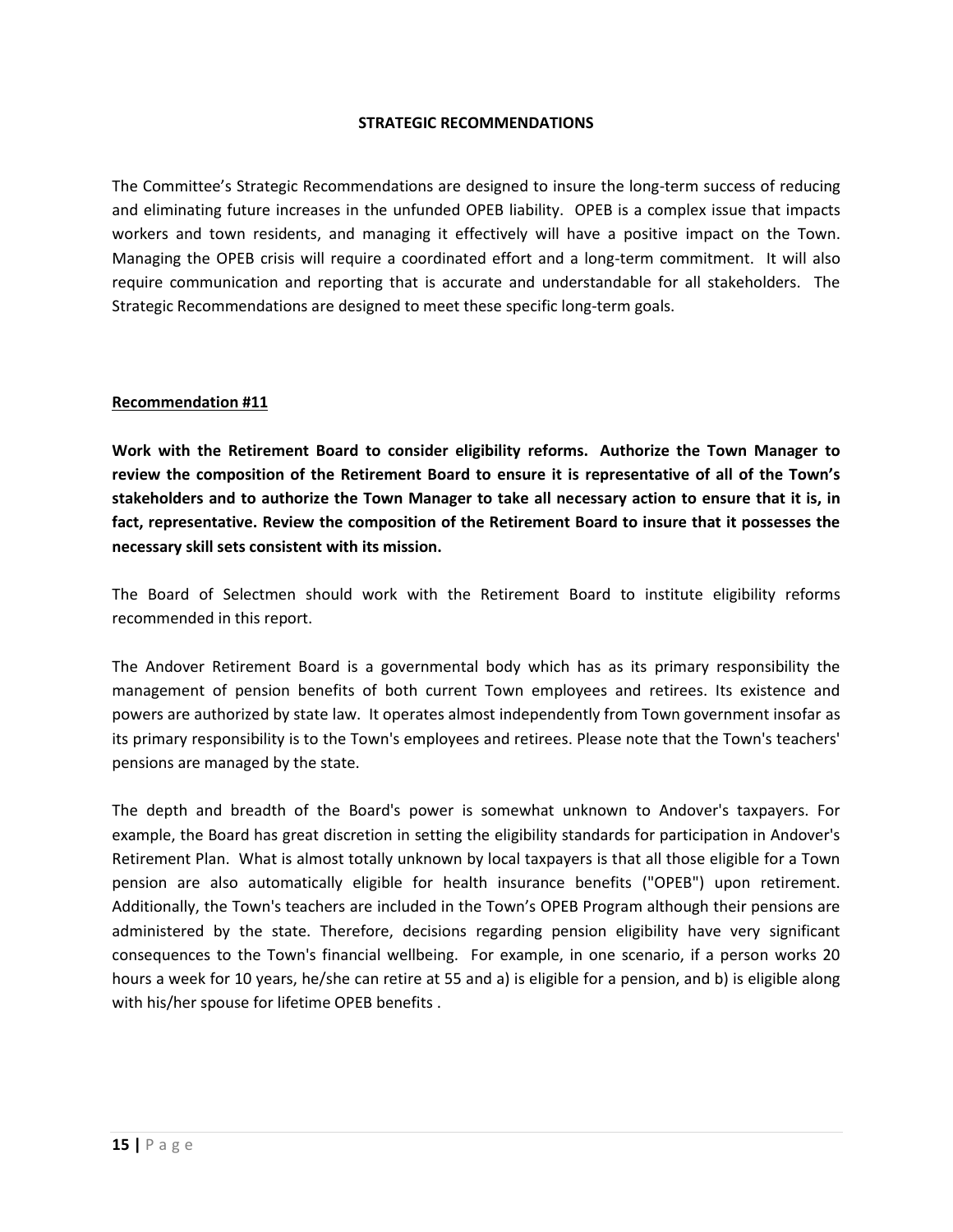## STRATEGIC RECOMMENDATIONS

The Committee's Strategic Recommendations are designed to insure the long-term success of reducing and eliminating future increases in the unfunded OPEB liability. OPEB is a complex issue that impacts workers and town residents, and managing it effectively will have a positive impact on the Town. Managing the OPEB crisis will require a coordinated effort and a long-term commitment. It will also require communication and reporting that is accurate and understandable for all stakeholders. The Strategic Recommendations are designed to meet these specific long-term goals.

### Recommendation #11

**Work with the Retirement Board to consider eligibility reforms. Authorize the Town Manager to review the composition of the Retirement Board to ensure it is representative of all of the Town's stakeholders and to authorize the Town Manager to take all necessary action to ensure that it is, in fact, representative. Review the composition of the Retirement Board to insure that it possesses the necessary skill sets consistent with its mission.**

The Board of Selectmen should work with the Retirement Board to institute eligibility reforms recommended in this report.

The Andover Retirement Board is a governmental body which has as its primary responsibility the management of pension benefits of both current Town employees and retirees. Its existence and powers are authorized by state law. It operates almost independently from Town government insofar as its primary responsibility is to the Town's employees and retirees. Please note that the Town's teachers' pensions are managed by the state.

The depth and breadth of the Board's power is somewhat unknown to Andover's taxpayers. For example, the Board has great discretion in setting the eligibility standards for participation in Andover's Retirement Plan. What is almost totally unknown by local taxpayers is that all those eligible for a Town pension are also automatically eligible for health insurance benefits ("OPEB") upon retirement. Additionally, the Town's teachers are included in the Town's OPEB Program although their pensions are administered by the state. Therefore, decisions regarding pension eligibility have very significant consequences to the Town's financial wellbeing. For example, in one scenario, if a person works 20 hours a week for 10 years, he/she can retire at 55 and a) is eligible for a pension, and b) is eligible along with his/her spouse for lifetime OPEB benefits .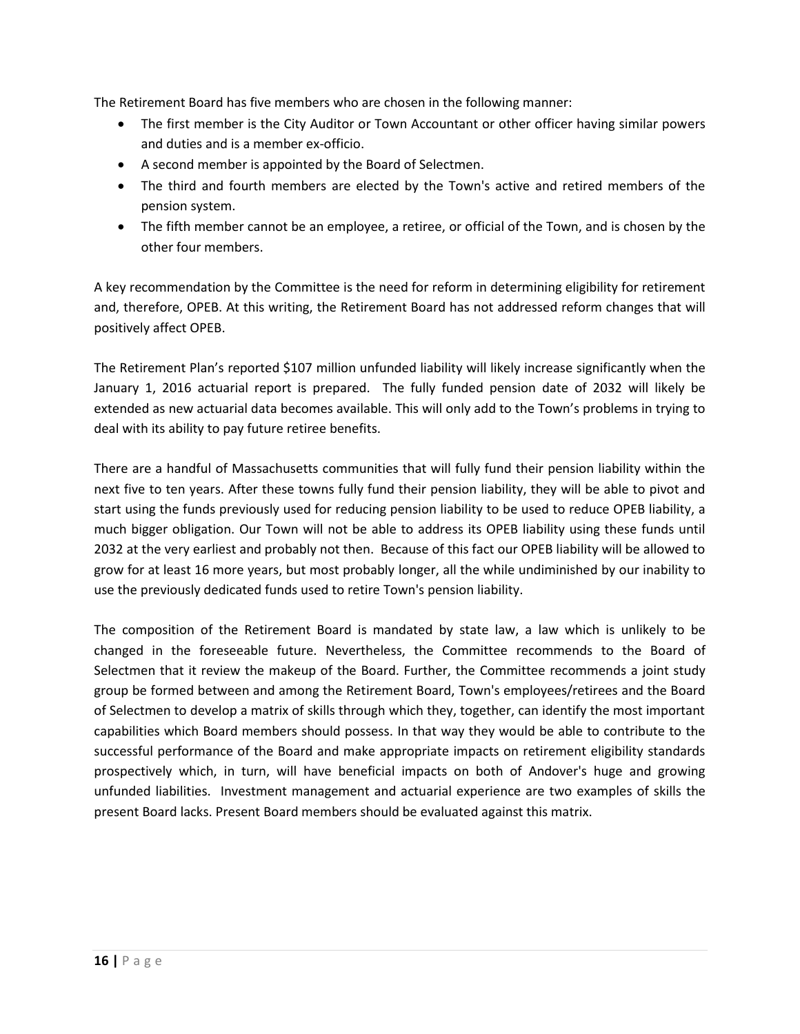The Retirement Board has five members who are chosen in the following manner:

- The first member is the City Auditor or Town Accountant or other officer having similar powers and duties and is a member ex-officio.
- A second member is appointed by the Board of Selectmen.
- The third and fourth members are elected by the Town's active and retired members of the pension system.
- The fifth member cannot be an employee, a retiree, or official of the Town, and is chosen by the other four members.

A key recommendation by the Committee is the need for reform in determining eligibility for retirement and, therefore, OPEB. At this writing, the Retirement Board has not addressed reform changes that will positively affect OPEB.

The Retirement Plan's reported $107 million unfunded liability will likely increase significantly when the January 1, 2016 actuarial report is prepared. The fully funded pension date of 2032 will likely be extended as new actuarial data becomes available. This will only add to the Town's problems in trying to deal with its ability to pay future retiree benefits.

There are a handful of Massachusetts communities that will fully fund their pension liability within the next five to ten years. After these towns fully fund their pension liability, they will be able to pivot and start using the funds previously used for reducing pension liability to be used to reduce OPEB liability, a much bigger obligation. Our Town will not be able to address its OPEB liability using these funds until 2032 at the very earliest and probably not then. Because of this fact our OPEB liability will be allowed to grow for at least 16 more years, but most probably longer, all the while undiminished by our inability to use the previously dedicated funds used to retire Town's pension liability.

The composition of the Retirement Board is mandated by state law, a law which is unlikely to be changed in the foreseeable future. Nevertheless, the Committee recommends to the Board of Selectmen that it review the makeup of the Board. Further, the Committee recommends a joint study group be formed between and among the Retirement Board, Town's employees/retirees and the Board of Selectmen to develop a matrix of skills through which they, together, can identify the most important capabilities which Board members should possess. In that way they would be able to contribute to the successful performance of the Board and make appropriate impacts on retirement eligibility standards prospectively which, in turn, will have beneficial impacts on both of Andover's huge and growing unfunded liabilities. Investment management and actuarial experience are two examples of skills the present Board lacks. Present Board members should be evaluated against this matrix.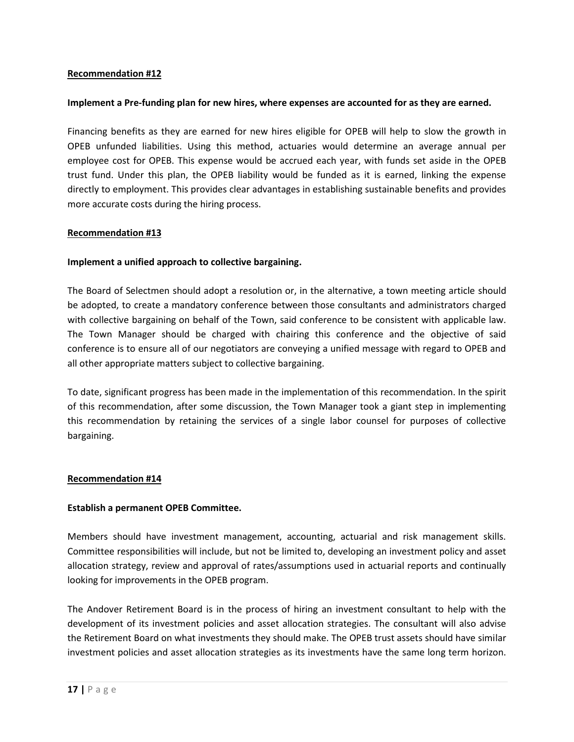**Recommendation #12**

**Implement a Pre-funding plan for new hires, where expenses are accounted for as they are earned.**

Financing benefits as they are earned for new hires eligible for OPEB will help to slow the growth in OPEB unfunded liabilities. Using this method, actuaries would determine an average annual per employee cost for OPEB. This expense would be accrued each year, with funds set aside in the OPEB trust fund. Under this plan, the OPEB liability would be funded as it is earned, linking the expense directly to employment. This provides clear advantages in establishing sustainable benefits and provides more accurate costs during the hiring process.

**Recommendation #13**

**Implement a unified approach to collective bargaining.**

The Board of Selectmen should adopt a resolution or, in the alternative, a town meeting article should be adopted, to create a mandatory conference between those consultants and administrators charged with collective bargaining on behalf of the Town, said conference to be consistent with applicable law. The Town Manager should be charged with chairing this conference and the objective of said conference is to ensure all of our negotiators are conveying a unified message with regard to OPEB and all other appropriate matters subject to collective bargaining.

To date, significant progress has been made in the implementation of this recommendation. In the spirit of this recommendation, after some discussion, the Town Manager took a giant step in implementing this recommendation by retaining the services of a single labor counsel for purposes of collective bargaining.

**Recommendation #14**

**Establish a permanent OPEB Committee.**

Members should have investment management, accounting, actuarial and risk management skills. Committee responsibilities will include, but not be limited to, developing an investment policy and asset allocation strategy, review and approval of rates/assumptions used in actuarial reports and continually looking for improvements in the OPEB program.

The Andover Retirement Board is in the process of hiring an investment consultant to help with the development of its investment policies and asset allocation strategies. The consultant will also advise the Retirement Board on what investments they should make. The OPEB trust assets should have similar investment policies and asset allocation strategies as its investments have the same long term horizon.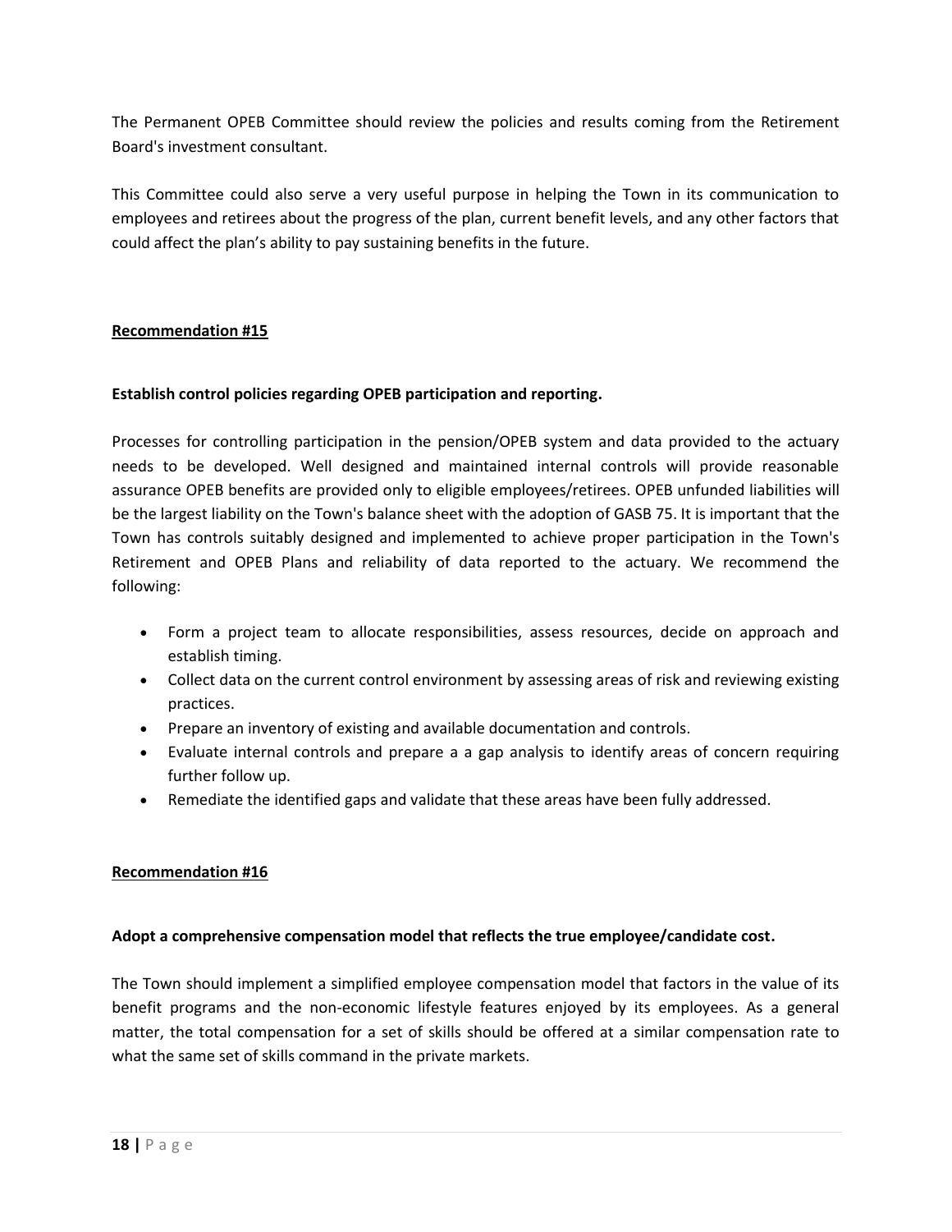The Permanent OPEB Committee should review the policies and results coming from the Retirement Board's investment consultant.

This Committee could also serve a very useful purpose in helping the Town in its communication to employees and retirees about the progress of the plan, current benefit levels, and any other factors that could affect the plan's ability to pay sustaining benefits in the future.

**Recommendation #15**

**Establish control policies regarding OPEB participation and reporting.**

Processes for controlling participation in the pension/OPEB system and data provided to the actuary needs to be developed. Well designed and maintained internal controls will provide reasonable assurance OPEB benefits are provided only to eligible employees/retirees. OPEB unfunded liabilities will be the largest liability on the Town's balance sheet with the adoption of GASB 75. It is important that the Town has controls suitably designed and implemented to achieve proper participation in the Town's Retirement and OPEB Plans and reliability of data reported to the actuary. We recommend the following:

- Form a project team to allocate responsibilities, assess resources, decide on approach and establish timing.
- Collect data on the current control environment by assessing areas of risk and reviewing existing practices.
- Prepare an inventory of existing and available documentation and controls.
- Evaluate internal controls and prepare a a gap analysis to identify areas of concern requiring further follow up.
- Remediate the identified gaps and validate that these areas have been fully addressed.

**Recommendation #16**

**Adopt a comprehensive compensation model that reflects the true employee/candidate cost.**

The Town should implement a simplified employee compensation model that factors in the value of its benefit programs and the non-economic lifestyle features enjoyed by its employees. As a general matter, the total compensation for a set of skills should be offered at a similar compensation rate to what the same set of skills command in the private markets.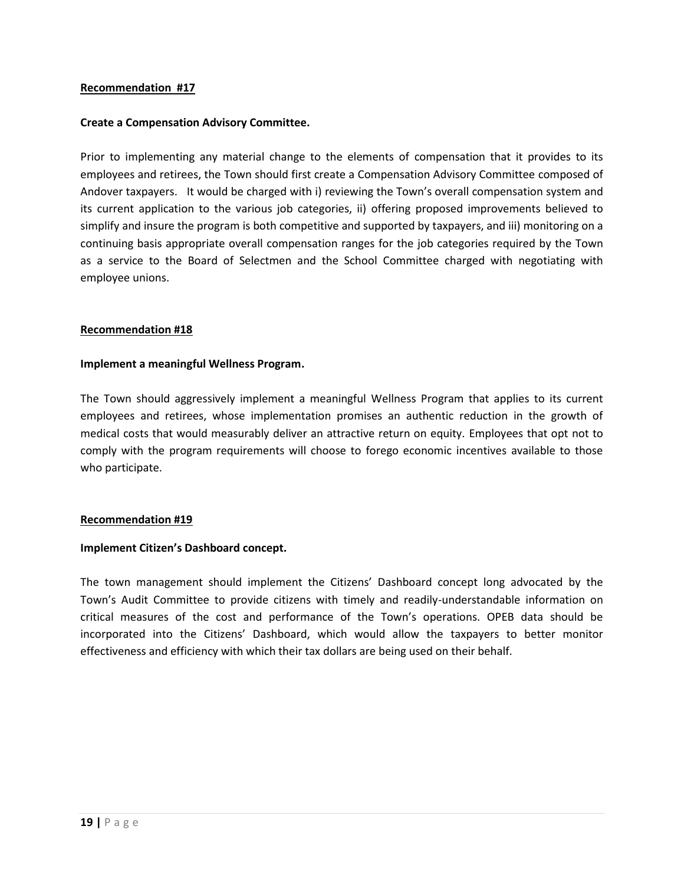**Recommendation #17**

**Create a Compensation Advisory Committee.**

Prior to implementing any material change to the elements of compensation that it provides to its employees and retirees, the Town should first create a Compensation Advisory Committee composed of Andover taxpayers. It would be charged with i) reviewing the Town's overall compensation system and its current application to the various job categories, ii) offering proposed improvements believed to simplify and insure the program is both competitive and supported by taxpayers, and iii) monitoring on a continuing basis appropriate overall compensation ranges for the job categories required by the Town as a service to the Board of Selectmen and the School Committee charged with negotiating with employee unions.

**Recommendation #18**

**Implement a meaningful Wellness Program.**

The Town should aggressively implement a meaningful Wellness Program that applies to its current employees and retirees, whose implementation promises an authentic reduction in the growth of medical costs that would measurably deliver an attractive return on equity. Employees that opt not to comply with the program requirements will choose to forego economic incentives available to those who participate.

**Recommendation #19**

**Implement Citizen's Dashboard concept.**

The town management should implement the Citizens' Dashboard concept long advocated by the Town's Audit Committee to provide citizens with timely and readily-understandable information on critical measures of the cost and performance of the Town's operations. OPEB data should be incorporated into the Citizens' Dashboard, which would allow the taxpayers to better monitor effectiveness and efficiency with which their tax dollars are being used on their behalf.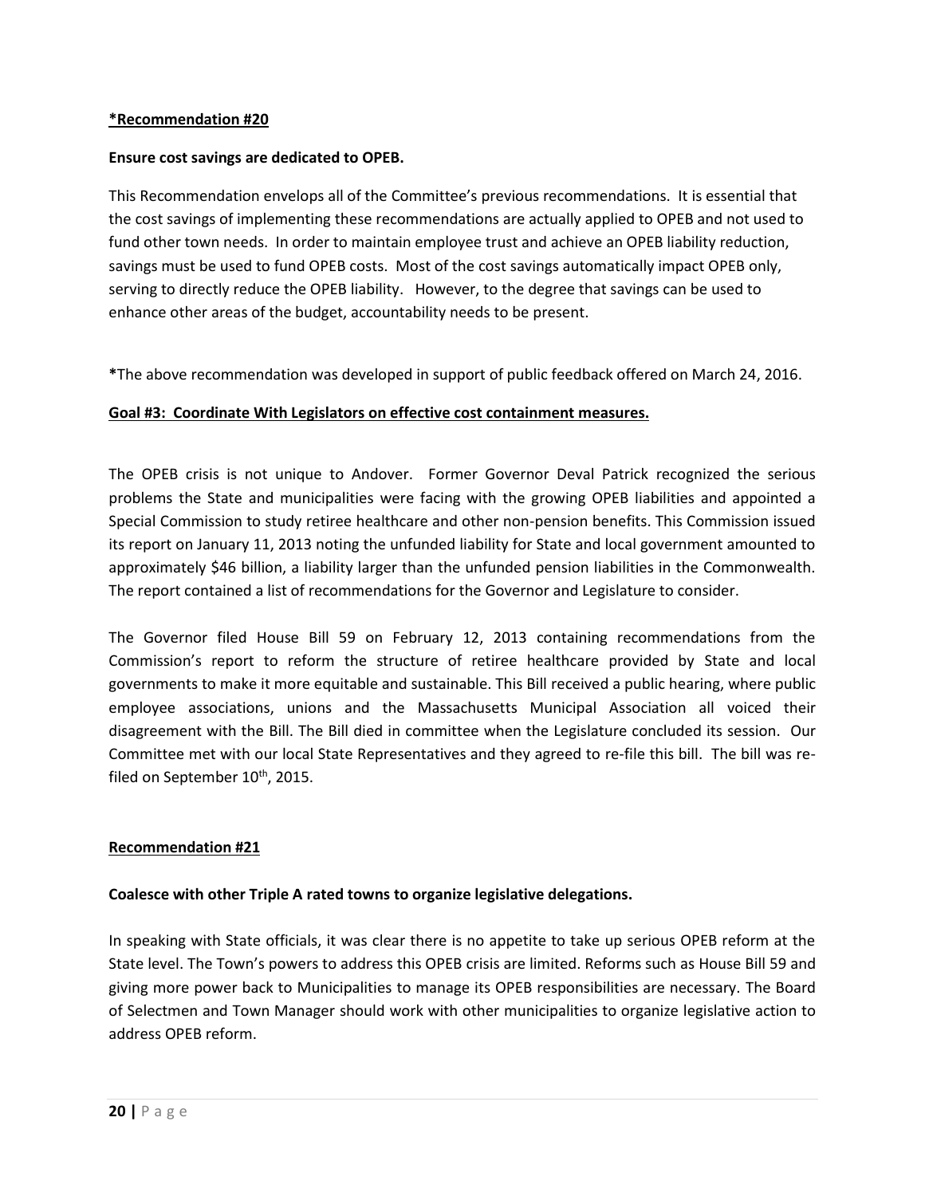**\*Recommendation #20**

**Ensure cost savings are dedicated to OPEB.**

This Recommendation envelops all of the Committee's previous recommendations. It is essential that the cost savings of implementing these recommendations are actually applied to OPEB and not used to fund other town needs. In order to maintain employee trust and achieve an OPEB liability reduction, savings must be used to fund OPEB costs. Most of the cost savings automatically impact OPEB only, serving to directly reduce the OPEB liability. However, to the degree that savings can be used to enhance other areas of the budget, accountability needs to be present.

**\***The above recommendation was developed in support of public feedback offered on March 24, 2016.

**Goal #3: Coordinate With Legislators on effective cost containment measures.**

The OPEB crisis is not unique to Andover. Former Governor Deval Patrick recognized the serious problems the State and municipalities were facing with the growing OPEB liabilities and appointed a Special Commission to study retiree healthcare and other non-pension benefits. This Commission issued its report on January 11, 2013 noting the unfunded liability for State and local government amounted to approximately $46 billion, a liability larger than the unfunded pension liabilities in the Commonwealth. The report contained a list of recommendations for the Governor and Legislature to consider.

The Governor filed House Bill 59 on February 12, 2013 containing recommendations from the Commission's report to reform the structure of retiree healthcare provided by State and local governments to make it more equitable and sustainable. This Bill received a public hearing, where public employee associations, unions and the Massachusetts Municipal Association all voiced their disagreement with the Bill. The Bill died in committee when the Legislature concluded its session. Our Committee met with our local State Representatives and they agreed to re-file this bill. The bill was re-filed on September 10th, 2015.

**Recommendation #21**

**Coalesce with other Triple A rated towns to organize legislative delegations.**

In speaking with State officials, it was clear there is no appetite to take up serious OPEB reform at the State level. The Town's powers to address this OPEB crisis are limited. Reforms such as House Bill 59 and giving more power back to Municipalities to manage its OPEB responsibilities are necessary. The Board of Selectmen and Town Manager should work with other municipalities to organize legislative action to address OPEB reform.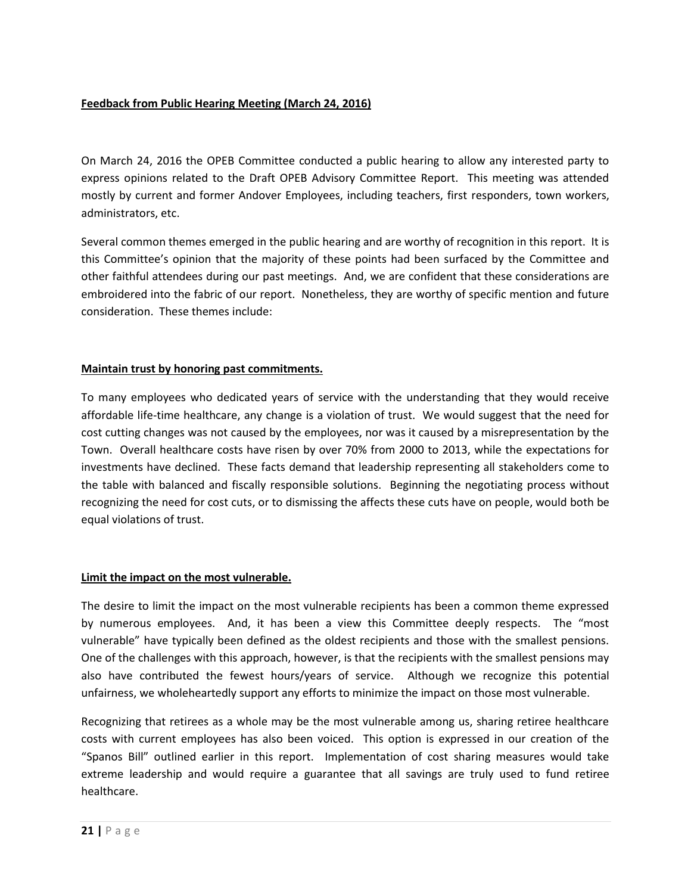**Feedback from Public Hearing Meeting (March 24, 2016)**

On March 24, 2016 the OPEB Committee conducted a public hearing to allow any interested party to express opinions related to the Draft OPEB Advisory Committee Report. This meeting was attended mostly by current and former Andover Employees, including teachers, first responders, town workers, administrators, etc.

Several common themes emerged in the public hearing and are worthy of recognition in this report. It is this Committee's opinion that the majority of these points had been surfaced by the Committee and other faithful attendees during our past meetings. And, we are confident that these considerations are embroidered into the fabric of our report. Nonetheless, they are worthy of specific mention and future consideration. These themes include:

**Maintain trust by honoring past commitments.**

To many employees who dedicated years of service with the understanding that they would receive affordable life-time healthcare, any change is a violation of trust. We would suggest that the need for cost cutting changes was not caused by the employees, nor was it caused by a misrepresentation by the Town. Overall healthcare costs have risen by over 70% from 2000 to 2013, while the expectations for investments have declined. These facts demand that leadership representing all stakeholders come to the table with balanced and fiscally responsible solutions. Beginning the negotiating process without recognizing the need for cost cuts, or to dismissing the affects these cuts have on people, would both be equal violations of trust.

**Limit the impact on the most vulnerable.**

The desire to limit the impact on the most vulnerable recipients has been a common theme expressed by numerous employees. And, it has been a view this Committee deeply respects. The "most vulnerable" have typically been defined as the oldest recipients and those with the smallest pensions. One of the challenges with this approach, however, is that the recipients with the smallest pensions may also have contributed the fewest hours/years of service. Although we recognize this potential unfairness, we wholeheartedly support any efforts to minimize the impact on those most vulnerable.

Recognizing that retirees as a whole may be the most vulnerable among us, sharing retiree healthcare costs with current employees has also been voiced. This option is expressed in our creation of the "Spanos Bill" outlined earlier in this report. Implementation of cost sharing measures would take extreme leadership and would require a guarantee that all savings are truly used to fund retiree healthcare.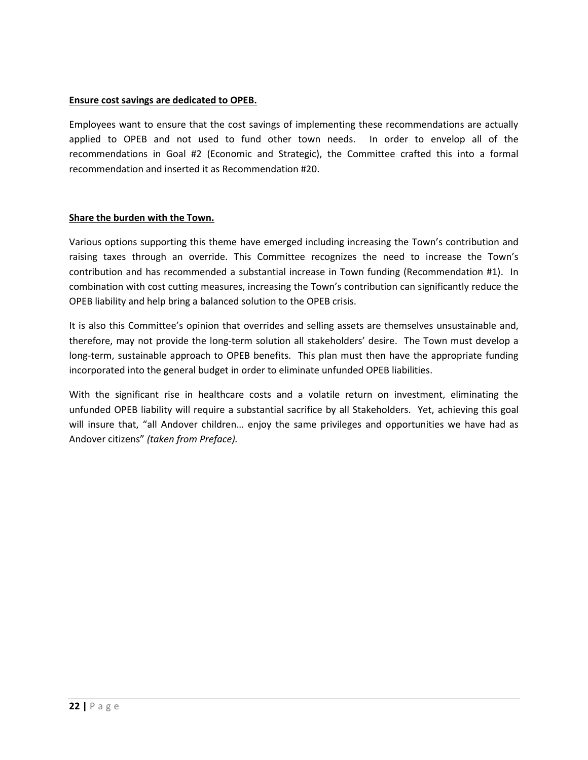**Ensure cost savings are dedicated to OPEB.**

Employees want to ensure that the cost savings of implementing these recommendations are actually applied to OPEB and not used to fund other town needs. In order to envelop all of the recommendations in Goal #2 (Economic and Strategic), the Committee crafted this into a formal recommendation and inserted it as Recommendation #20.

**Share the burden with the Town.**

Various options supporting this theme have emerged including increasing the Town's contribution and raising taxes through an override. This Committee recognizes the need to increase the Town's contribution and has recommended a substantial increase in Town funding (Recommendation #1). In combination with cost cutting measures, increasing the Town's contribution can significantly reduce the OPEB liability and help bring a balanced solution to the OPEB crisis.

It is also this Committee's opinion that overrides and selling assets are themselves unsustainable and, therefore, may not provide the long-term solution all stakeholders' desire. The Town must develop a long-term, sustainable approach to OPEB benefits. This plan must then have the appropriate funding incorporated into the general budget in order to eliminate unfunded OPEB liabilities.

With the significant rise in healthcare costs and a volatile return on investment, eliminating the unfunded OPEB liability will require a substantial sacrifice by all Stakeholders. Yet, achieving this goal will insure that, "all Andover children… enjoy the same privileges and opportunities we have had as Andover citizens" *(taken from Preface).*